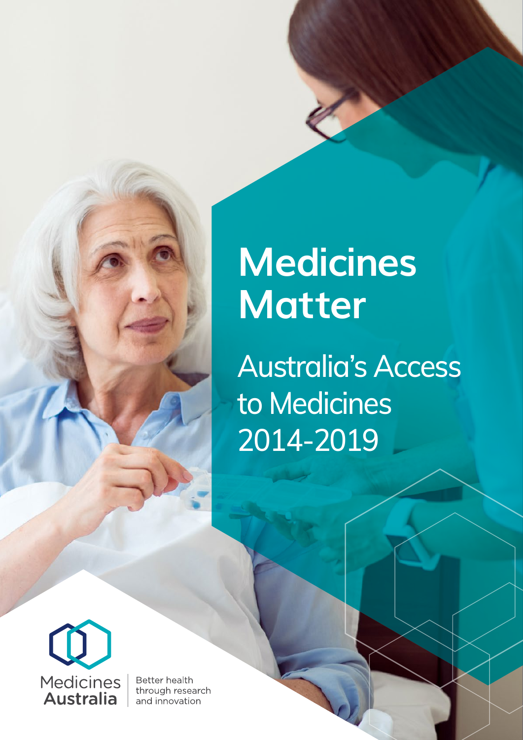# Medicines Matter

## Australia's Access to Medicines 2014-2019

Medicines Australia

Better health through research and innovation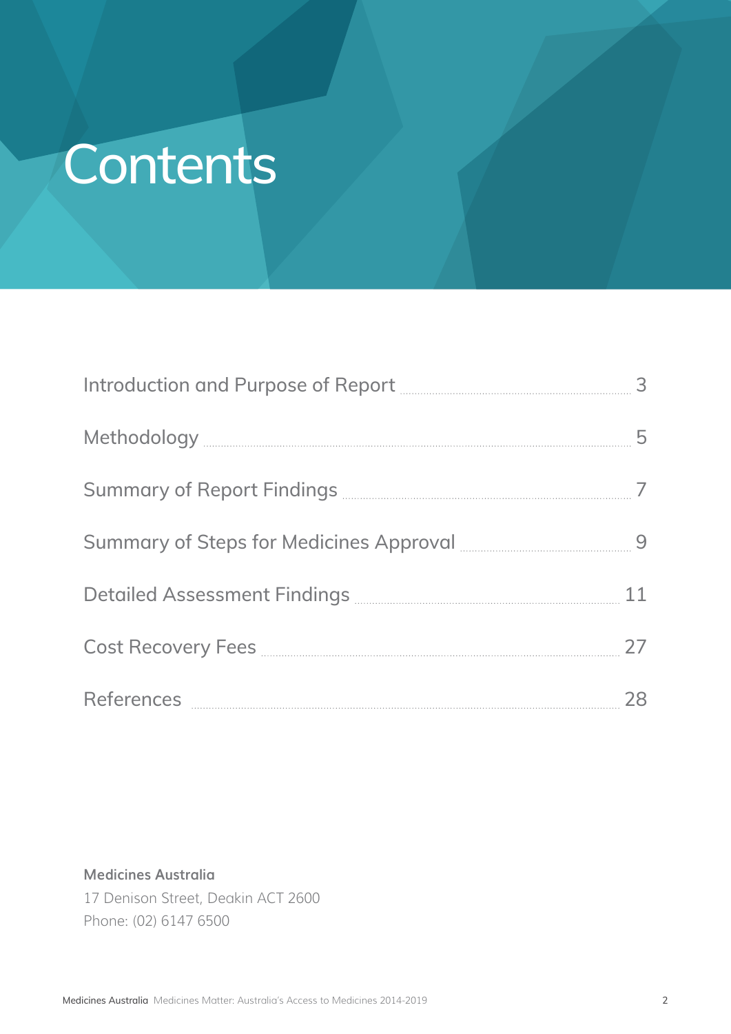# Contents

| | |
|---|---|
| Introduction and Purpose of Report | 3 |
| Methodology | 5 |
| Summary of Report Findings | 7 |
| Summary of Steps for Medicines Approval | 9 |
| Detailed Assessment Findings | 11 |
| Cost Recovery Fees | 27 |
| References | 28 |

**Medicines Australia**
17 Denison Street, Deakin ACT 2600
Phone: (02) 6147 6500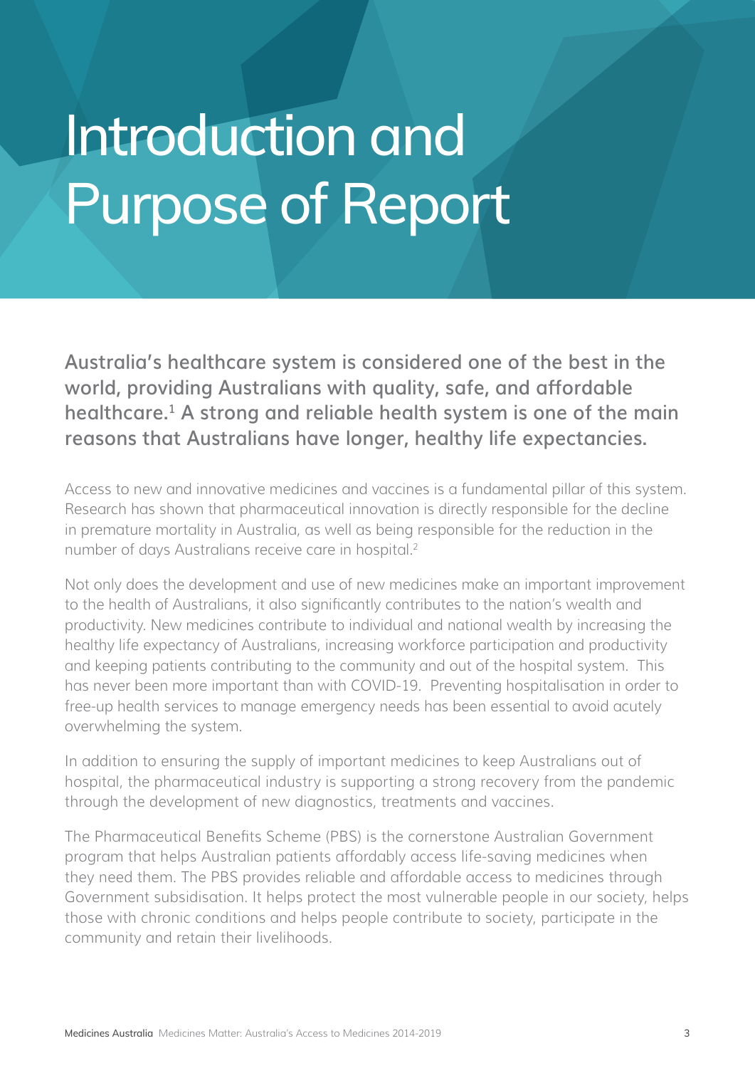# Introduction and Purpose of Report

**Australia's healthcare system is considered one of the best in the world, providing Australians with quality, safe, and affordable healthcare.[1] A strong and reliable health system is one of the main reasons that Australians have longer, healthy life expectancies.**

Access to new and innovative medicines and vaccines is a fundamental pillar of this system. Research has shown that pharmaceutical innovation is directly responsible for the decline in premature mortality in Australia, as well as being responsible for the reduction in the number of days Australians receive care in hospital.[2]

Not only does the development and use of new medicines make an important improvement to the health of Australians, it also significantly contributes to the nation's wealth and productivity. New medicines contribute to individual and national wealth by increasing the healthy life expectancy of Australians, increasing workforce participation and productivity and keeping patients contributing to the community and out of the hospital system. This has never been more important than with COVID-19. Preventing hospitalisation in order to free-up health services to manage emergency needs has been essential to avoid acutely overwhelming the system.

In addition to ensuring the supply of important medicines to keep Australians out of hospital, the pharmaceutical industry is supporting a strong recovery from the pandemic through the development of new diagnostics, treatments and vaccines.

The Pharmaceutical Benefits Scheme (PBS) is the cornerstone Australian Government program that helps Australian patients affordably access life-saving medicines when they need them. The PBS provides reliable and affordable access to medicines through Government subsidisation. It helps protect the most vulnerable people in our society, helps those with chronic conditions and helps people contribute to society, participate in the community and retain their livelihoods.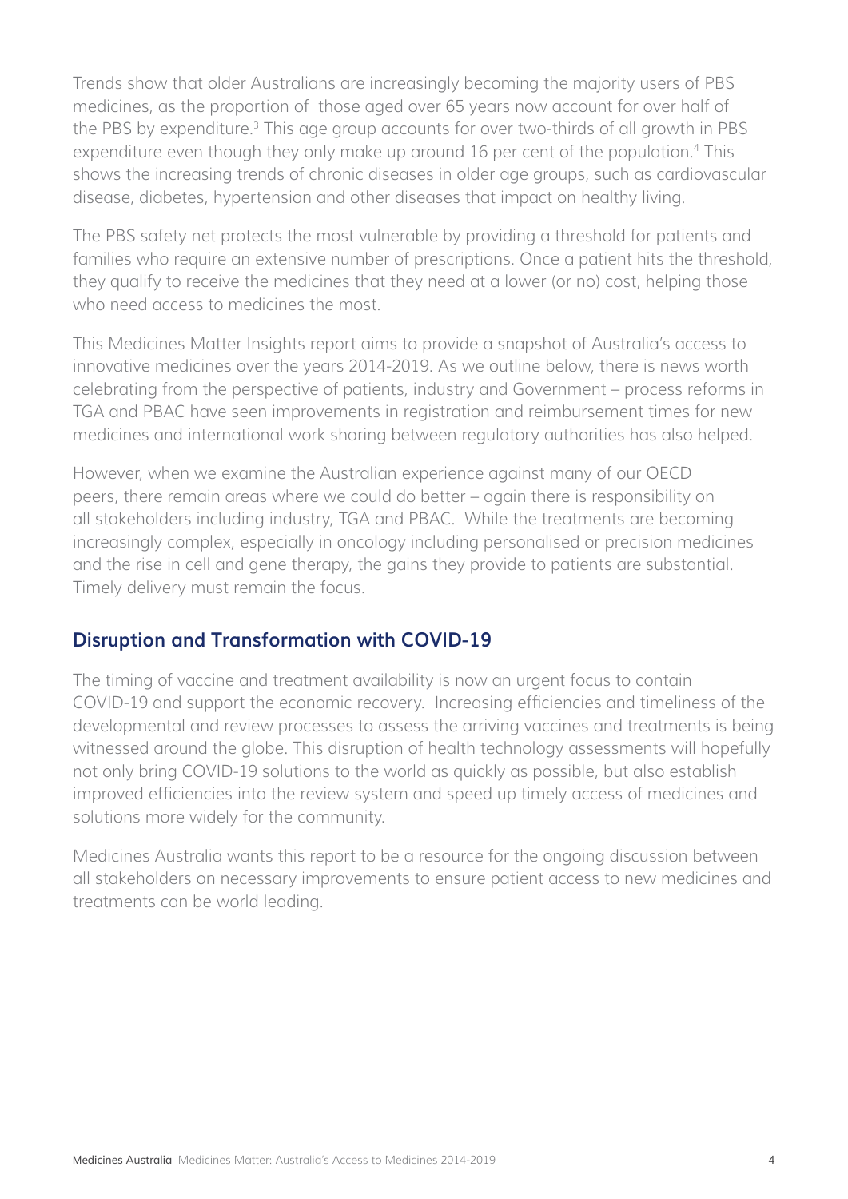Trends show that older Australians are increasingly becoming the majority users of PBS medicines, as the proportion of those aged over 65 years now account for over half of the PBS by expenditure.[3] This age group accounts for over two-thirds of all growth in PBS expenditure even though they only make up around 16 per cent of the population.[4] This shows the increasing trends of chronic diseases in older age groups, such as cardiovascular disease, diabetes, hypertension and other diseases that impact on healthy living.

The PBS safety net protects the most vulnerable by providing a threshold for patients and families who require an extensive number of prescriptions. Once a patient hits the threshold, they qualify to receive the medicines that they need at a lower (or no) cost, helping those who need access to medicines the most.

This Medicines Matter Insights report aims to provide a snapshot of Australia's access to innovative medicines over the years 2014-2019. As we outline below, there is news worth celebrating from the perspective of patients, industry and Government – process reforms in TGA and PBAC have seen improvements in registration and reimbursement times for new medicines and international work sharing between regulatory authorities has also helped.

However, when we examine the Australian experience against many of our OECD peers, there remain areas where we could do better – again there is responsibility on all stakeholders including industry, TGA and PBAC. While the treatments are becoming increasingly complex, especially in oncology including personalised or precision medicines and the rise in cell and gene therapy, the gains they provide to patients are substantial. Timely delivery must remain the focus.

## Disruption and Transformation with COVID-19

The timing of vaccine and treatment availability is now an urgent focus to contain COVID-19 and support the economic recovery. Increasing efficiencies and timeliness of the developmental and review processes to assess the arriving vaccines and treatments is being witnessed around the globe. This disruption of health technology assessments will hopefully not only bring COVID-19 solutions to the world as quickly as possible, but also establish improved efficiencies into the review system and speed up timely access of medicines and solutions more widely for the community.

Medicines Australia wants this report to be a resource for the ongoing discussion between all stakeholders on necessary improvements to ensure patient access to new medicines and treatments can be world leading.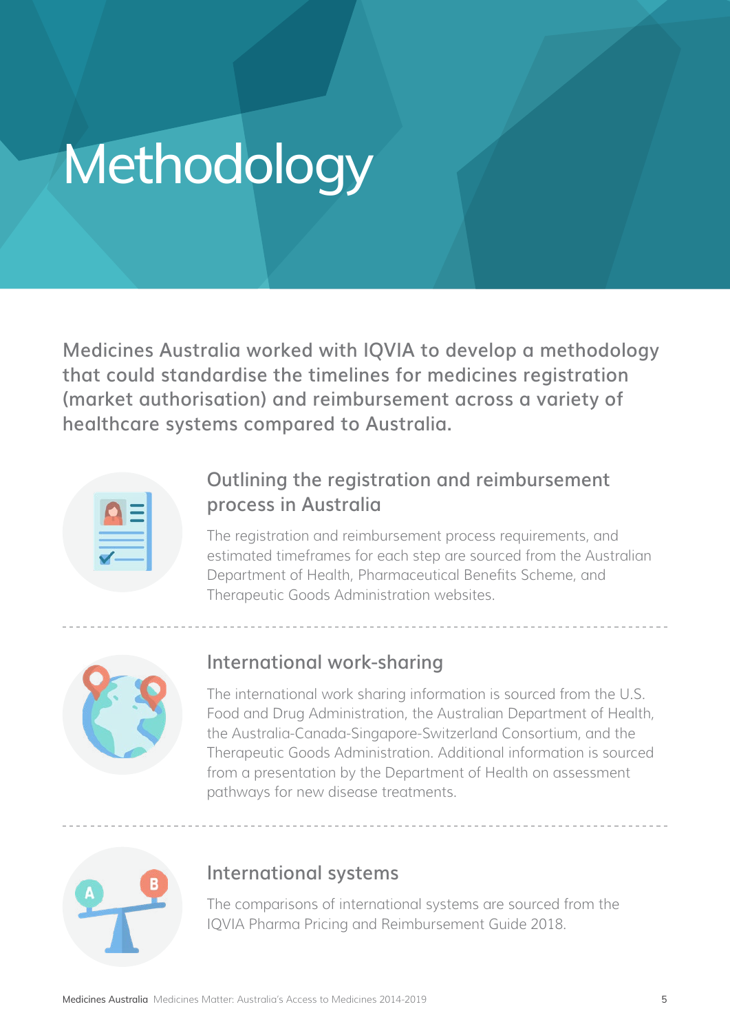# Methodology

**Medicines Australia worked with IQVIA to develop a methodology that could standardise the timelines for medicines registration (market authorisation) and reimbursement across a variety of healthcare systems compared to Australia.**

## Outlining the registration and reimbursement process in Australia

The registration and reimbursement process requirements, and estimated timeframes for each step are sourced from the Australian Department of Health, Pharmaceutical Benefits Scheme, and Therapeutic Goods Administration websites.

## International work-sharing

The international work sharing information is sourced from the U.S. Food and Drug Administration, the Australian Department of Health, the Australia-Canada-Singapore-Switzerland Consortium, and the Therapeutic Goods Administration. Additional information is sourced from a presentation by the Department of Health on assessment pathways for new disease treatments.

## International systems

The comparisons of international systems are sourced from the IQVIA Pharma Pricing and Reimbursement Guide 2018.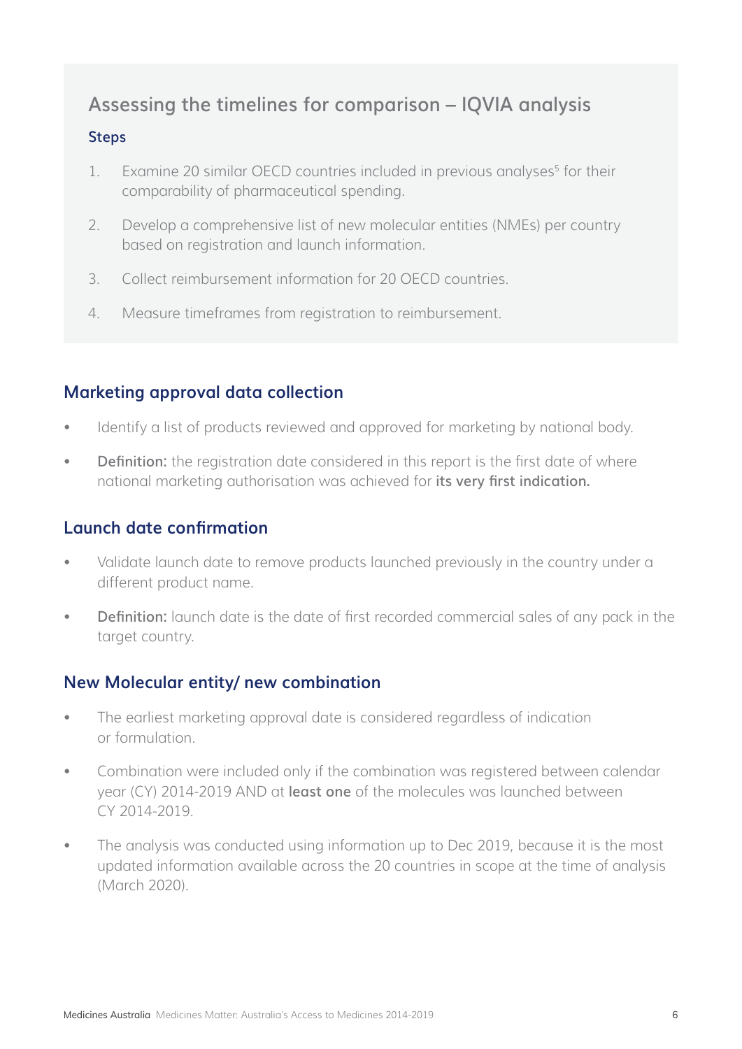## Assessing the timelines for comparison – IQVIA analysis

### Steps

1. Examine 20 similar OECD countries included in previous analyses[5] for their comparability of pharmaceutical spending.
2. Develop a comprehensive list of new molecular entities (NMEs) per country based on registration and launch information.
3. Collect reimbursement information for 20 OECD countries.
4. Measure timeframes from registration to reimbursement.

### Marketing approval data collection

- Identify a list of products reviewed and approved for marketing by national body.
- **Definition:** the registration date considered in this report is the first date of where national marketing authorisation was achieved for **its very first indication.**

### Launch date confirmation

- Validate launch date to remove products launched previously in the country under a different product name.
- **Definition:** launch date is the date of first recorded commercial sales of any pack in the target country.

### New Molecular entity/ new combination

- The earliest marketing approval date is considered regardless of indication or formulation.
- Combination were included only if the combination was registered between calendar year (CY) 2014-2019 AND at **least one** of the molecules was launched between CY 2014-2019.
- The analysis was conducted using information up to Dec 2019, because it is the most updated information available across the 20 countries in scope at the time of analysis (March 2020).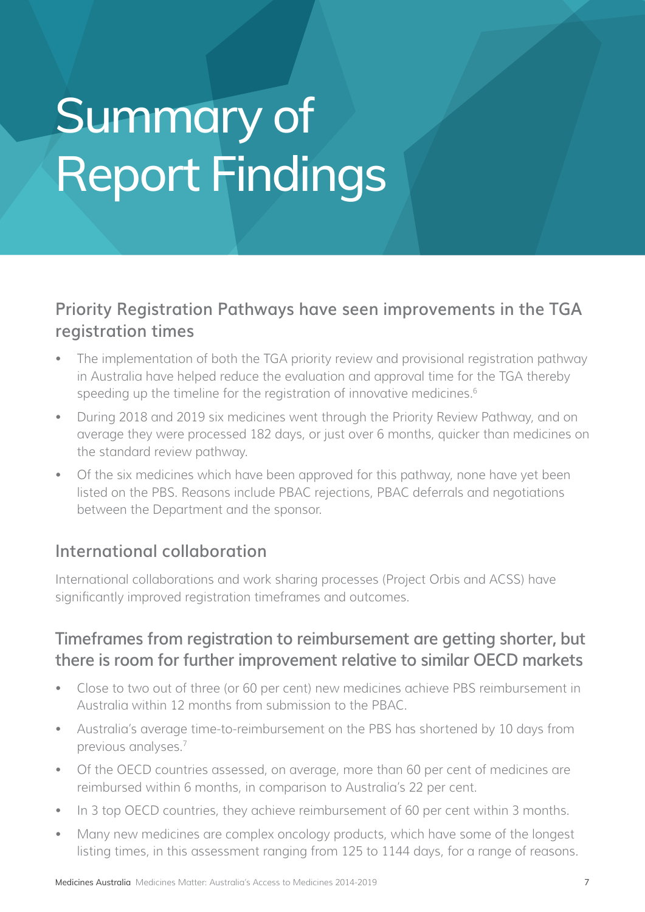# Summary of Report Findings

## Priority Registration Pathways have seen improvements in the TGA registration times

- The implementation of both the TGA priority review and provisional registration pathway in Australia have helped reduce the evaluation and approval time for the TGA thereby speeding up the timeline for the registration of innovative medicines.[6]
- During 2018 and 2019 six medicines went through the Priority Review Pathway, and on average they were processed 182 days, or just over 6 months, quicker than medicines on the standard review pathway.
- Of the six medicines which have been approved for this pathway, none have yet been listed on the PBS. Reasons include PBAC rejections, PBAC deferrals and negotiations between the Department and the sponsor.

## International collaboration

International collaborations and work sharing processes (Project Orbis and ACSS) have significantly improved registration timeframes and outcomes.

## Timeframes from registration to reimbursement are getting shorter, but there is room for further improvement relative to similar OECD markets

- Close to two out of three (or 60 per cent) new medicines achieve PBS reimbursement in Australia within 12 months from submission to the PBAC.
- Australia's average time-to-reimbursement on the PBS has shortened by 10 days from previous analyses.[7]
- Of the OECD countries assessed, on average, more than 60 per cent of medicines are reimbursed within 6 months, in comparison to Australia's 22 per cent.
- In 3 top OECD countries, they achieve reimbursement of 60 per cent within 3 months.
- Many new medicines are complex oncology products, which have some of the longest listing times, in this assessment ranging from 125 to 1144 days, for a range of reasons.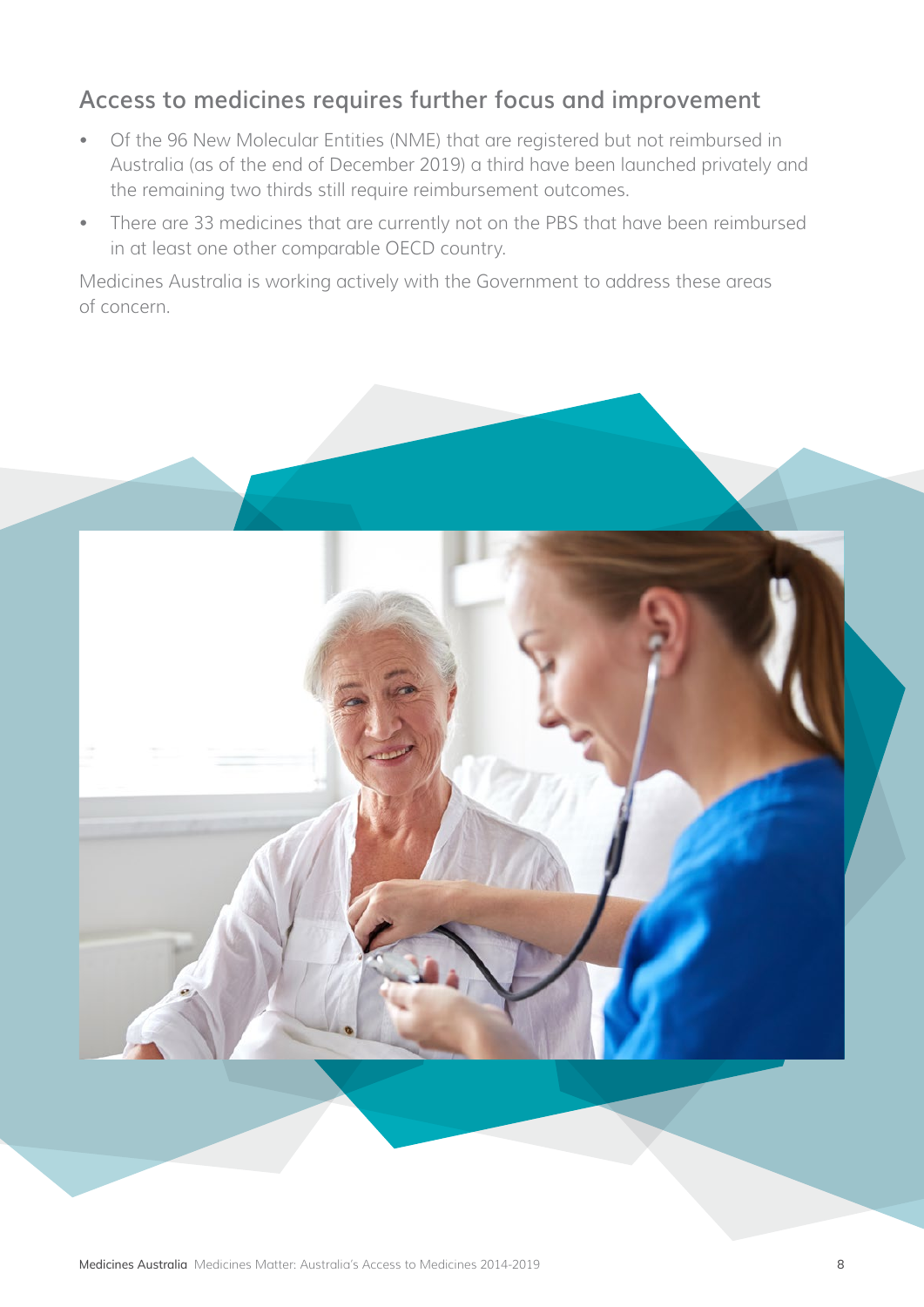## Access to medicines requires further focus and improvement

- Of the 96 New Molecular Entities (NME) that are registered but not reimbursed in Australia (as of the end of December 2019) a third have been launched privately and the remaining two thirds still require reimbursement outcomes.
- There are 33 medicines that are currently not on the PBS that have been reimbursed in at least one other comparable OECD country.

Medicines Australia is working actively with the Government to address these areas of concern.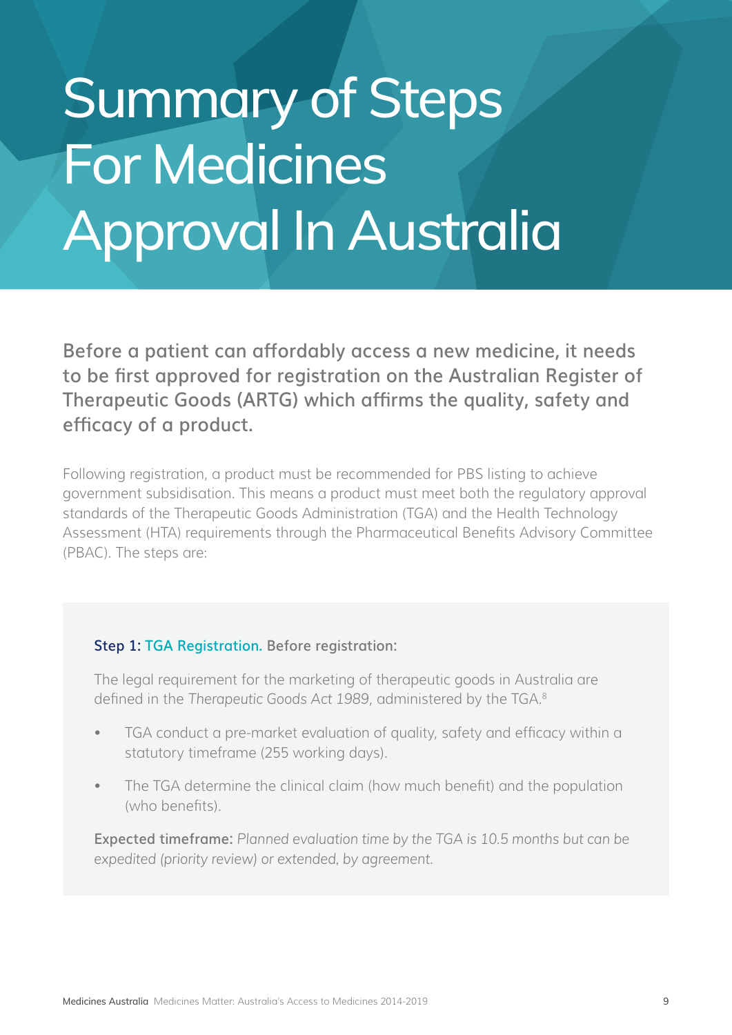# Summary of Steps For Medicines Approval In Australia

**Before a patient can affordably access a new medicine, it needs to be first approved for registration on the Australian Register of Therapeutic Goods (ARTG) which affirms the quality, safety and efficacy of a product.**

Following registration, a product must be recommended for PBS listing to achieve government subsidisation. This means a product must meet both the regulatory approval standards of the Therapeutic Goods Administration (TGA) and the Health Technology Assessment (HTA) requirements through the Pharmaceutical Benefits Advisory Committee (PBAC). The steps are:

**Step 1: TGA Registration. Before registration:**

The legal requirement for the marketing of therapeutic goods in Australia are defined in the *Therapeutic Goods Act 1989*, administered by the TGA.[8]

- TGA conduct a pre-market evaluation of quality, safety and efficacy within a statutory timeframe (255 working days).
- The TGA determine the clinical claim (how much benefit) and the population (who benefits).

**Expected timeframe:** *Planned evaluation time by the TGA is 10.5 months but can be expedited (priority review) or extended, by agreement.*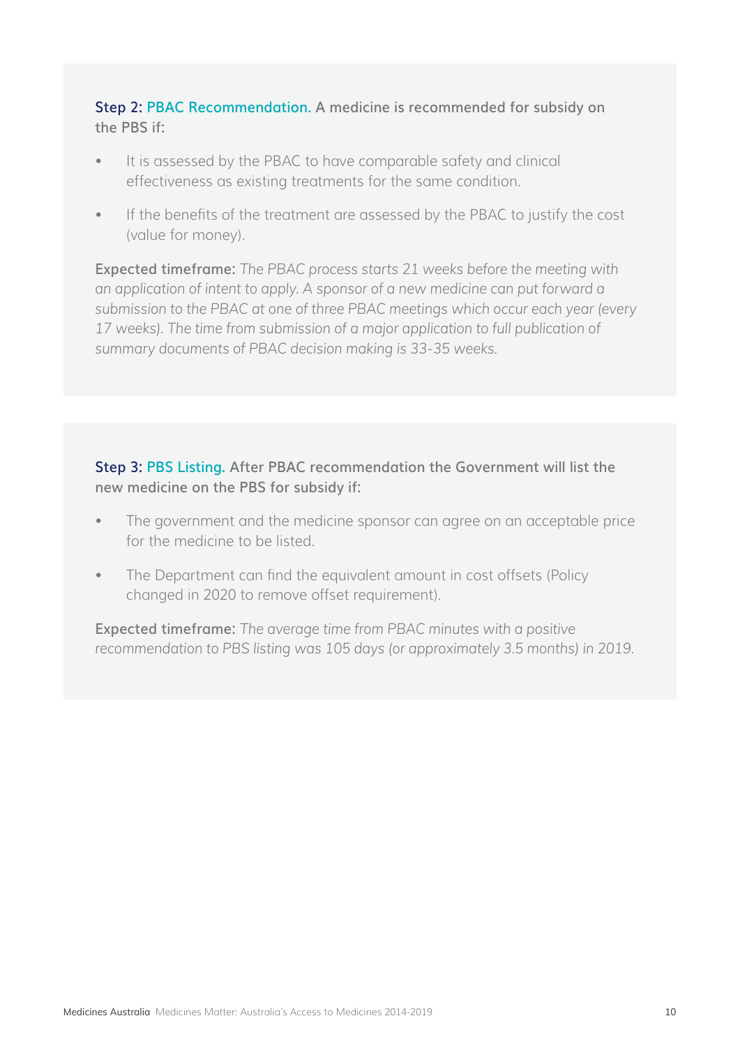**Step 2: PBAC Recommendation. A medicine is recommended for subsidy on the PBS if:**

- It is assessed by the PBAC to have comparable safety and clinical effectiveness as existing treatments for the same condition.
- If the benefits of the treatment are assessed by the PBAC to justify the cost (value for money).

**Expected timeframe:** *The PBAC process starts 21 weeks before the meeting with an application of intent to apply. A sponsor of a new medicine can put forward a submission to the PBAC at one of three PBAC meetings which occur each year (every 17 weeks). The time from submission of a major application to full publication of summary documents of PBAC decision making is 33-35 weeks.*

**Step 3: PBS Listing. After PBAC recommendation the Government will list the new medicine on the PBS for subsidy if:**

- The government and the medicine sponsor can agree on an acceptable price for the medicine to be listed.
- The Department can find the equivalent amount in cost offsets (Policy changed in 2020 to remove offset requirement).

**Expected timeframe:** *The average time from PBAC minutes with a positive recommendation to PBS listing was 105 days (or approximately 3.5 months) in 2019.*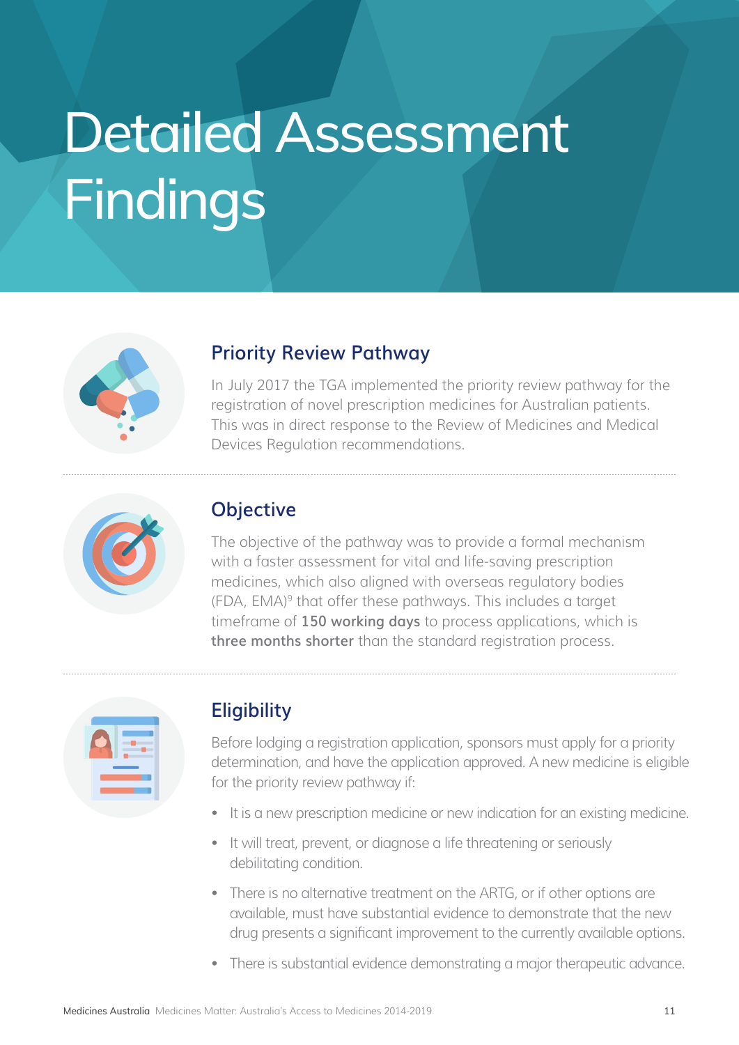# Detailed Assessment Findings

## Priority Review Pathway

In July 2017 the TGA implemented the priority review pathway for the registration of novel prescription medicines for Australian patients. This was in direct response to the Review of Medicines and Medical Devices Regulation recommendations.

## Objective

The objective of the pathway was to provide a formal mechanism with a faster assessment for vital and life-saving prescription medicines, which also aligned with overseas regulatory bodies (FDA, EMA)[9] that offer these pathways. This includes a target timeframe of **150 working days** to process applications, which is **three months shorter** than the standard registration process.

## Eligibility

Before lodging a registration application, sponsors must apply for a priority determination, and have the application approved. A new medicine is eligible for the priority review pathway if:

- It is a new prescription medicine or new indication for an existing medicine.
- It will treat, prevent, or diagnose a life threatening or seriously debilitating condition.
- There is no alternative treatment on the ARTG, or if other options are available, must have substantial evidence to demonstrate that the new drug presents a significant improvement to the currently available options.
- There is substantial evidence demonstrating a major therapeutic advance.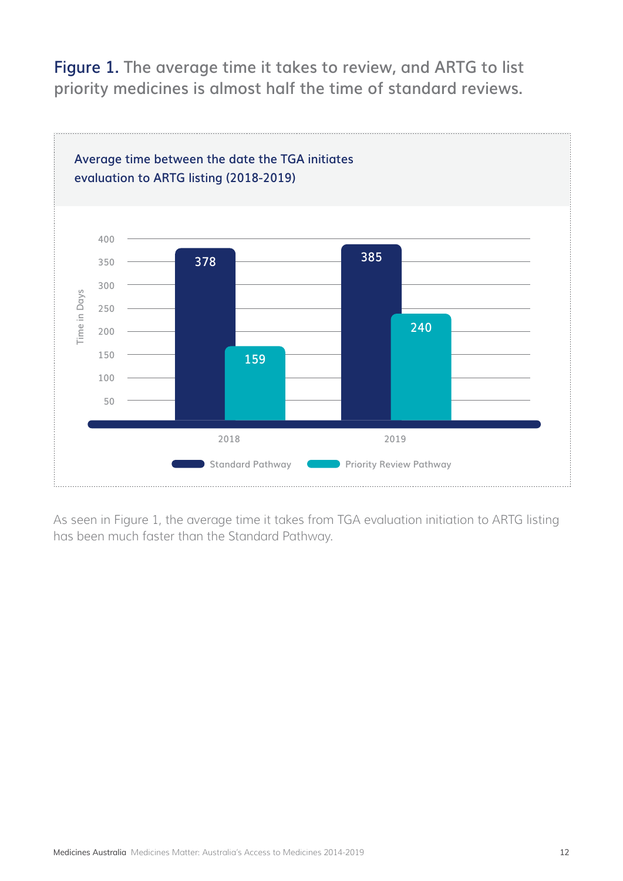**Figure 1.** The average time it takes to review, and ARTG to list priority medicines is almost half the time of standard reviews.

Average time between the date the TGA initiates evaluation to ARTG listing (2018-2019)

| Year | Standard Pathway | Priority Review Pathway |
|---|---|---|
| 2018 | 378 | 159 |
| 2019 | 385 | 240 |

Time in Days

As seen in Figure 1, the average time it takes from TGA evaluation initiation to ARTG listing has been much faster than the Standard Pathway.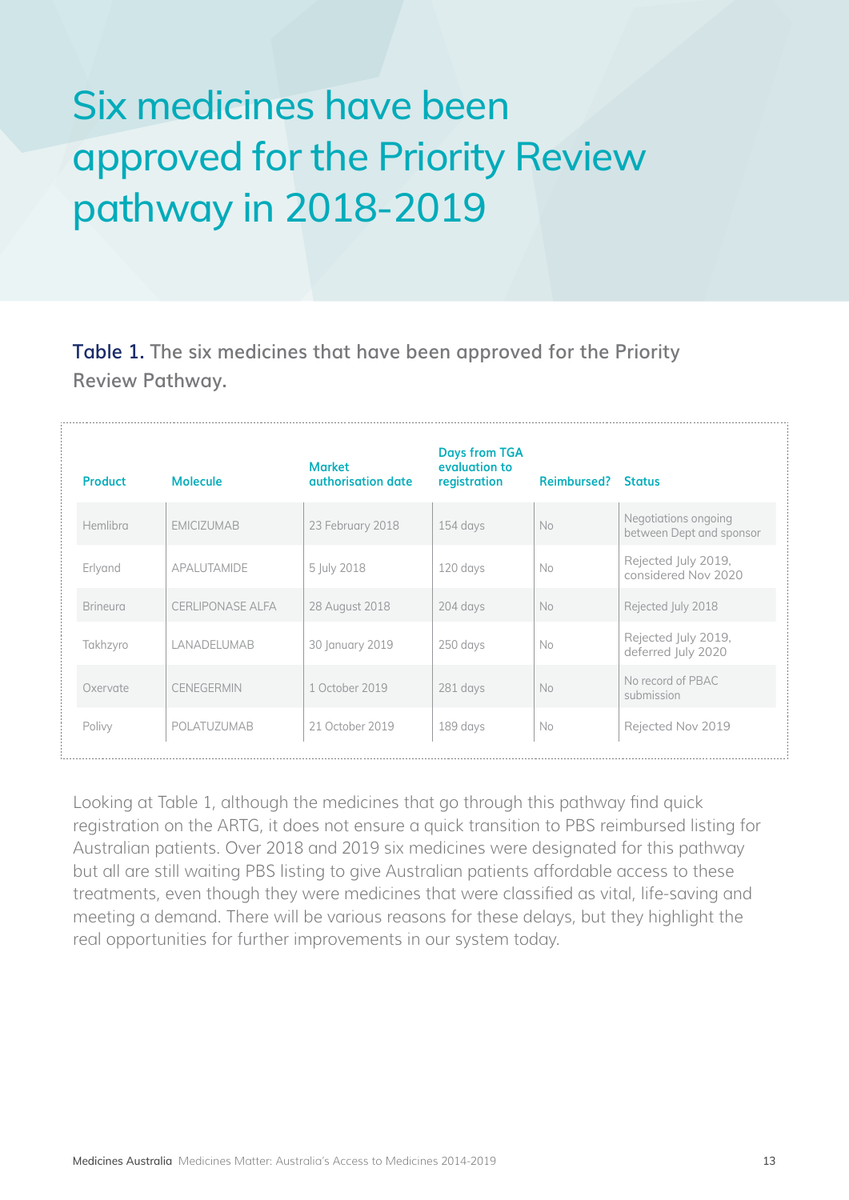# Six medicines have been approved for the Priority Review pathway in 2018-2019

**Table 1.** The six medicines that have been approved for the Priority Review Pathway.

| Product | Molecule | Market authorisation date | Days from TGA evaluation to registration | Reimbursed? | Status |
|---|---|---|---|---|---|
| Hemlibra | EMICIZUMAB | 23 February 2018 | 154 days | No | Negotiations ongoing between Dept and sponsor |
| Erlyand | APALUTAMIDE | 5 July 2018 | 120 days | No | Rejected July 2019, considered Nov 2020 |
| Brineura | CERLIPONASE ALFA | 28 August 2018 | 204 days | No | Rejected July 2018 |
| Takhzyro | LANADELUMAB | 30 January 2019 | 250 days | No | Rejected July 2019, deferred July 2020 |
| Oxervate | CENEGERMIN | 1 October 2019 | 281 days | No | No record of PBAC submission |
| Polivy | POLATUZUMAB | 21 October 2019 | 189 days | No | Rejected Nov 2019 |

Looking at Table 1, although the medicines that go through this pathway find quick registration on the ARTG, it does not ensure a quick transition to PBS reimbursed listing for Australian patients. Over 2018 and 2019 six medicines were designated for this pathway but all are still waiting PBS listing to give Australian patients affordable access to these treatments, even though they were medicines that were classified as vital, life-saving and meeting a demand. There will be various reasons for these delays, but they highlight the real opportunities for further improvements in our system today.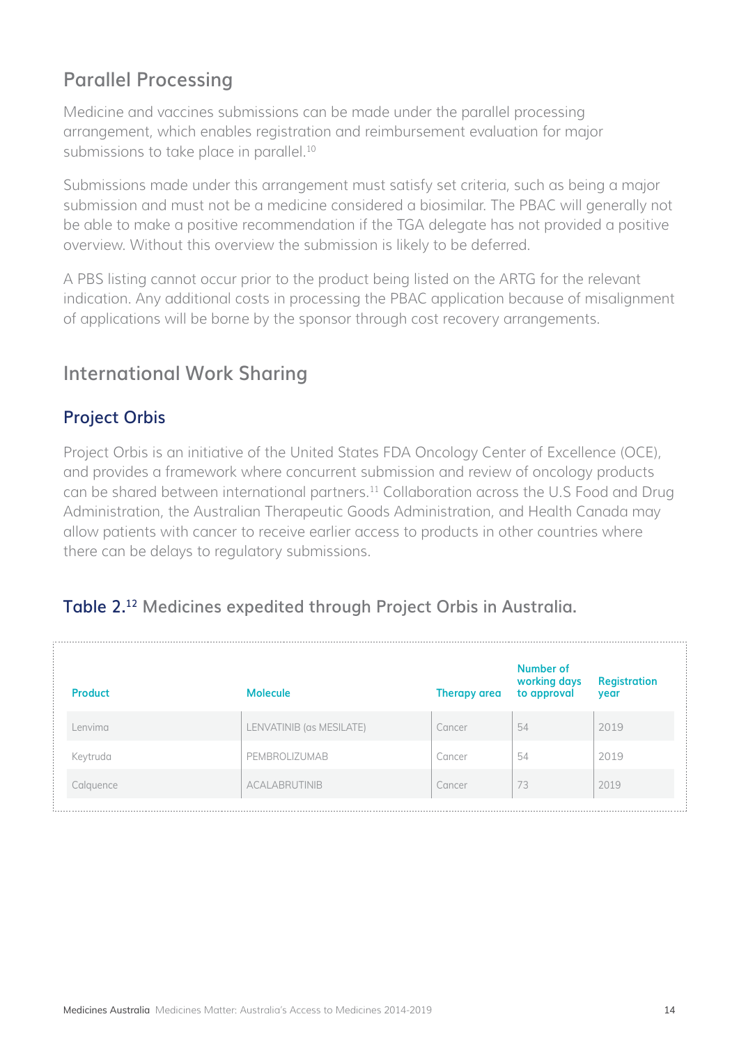## Parallel Processing

Medicine and vaccines submissions can be made under the parallel processing arrangement, which enables registration and reimbursement evaluation for major submissions to take place in parallel.[10]

Submissions made under this arrangement must satisfy set criteria, such as being a major submission and must not be a medicine considered a biosimilar. The PBAC will generally not be able to make a positive recommendation if the TGA delegate has not provided a positive overview. Without this overview the submission is likely to be deferred.

A PBS listing cannot occur prior to the product being listed on the ARTG for the relevant indication. Any additional costs in processing the PBAC application because of misalignment of applications will be borne by the sponsor through cost recovery arrangements.

## International Work Sharing

### Project Orbis

Project Orbis is an initiative of the United States FDA Oncology Center of Excellence (OCE), and provides a framework where concurrent submission and review of oncology products can be shared between international partners.[11] Collaboration across the U.S Food and Drug Administration, the Australian Therapeutic Goods Administration, and Health Canada may allow patients with cancer to receive earlier access to products in other countries where there can be delays to regulatory submissions.

### Table 2.[12] Medicines expedited through Project Orbis in Australia.

| Product | Molecule | Therapy area | Number of working days to approval | Registration year |
|---|---|---|---|---|
| Lenvima | LENVATINIB (as MESILATE) | Cancer | 54 | 2019 |
| Keytruda | PEMBROLIZUMAB | Cancer | 54 | 2019 |
| Calquence | ACALABRUTINIB | Cancer | 73 | 2019 |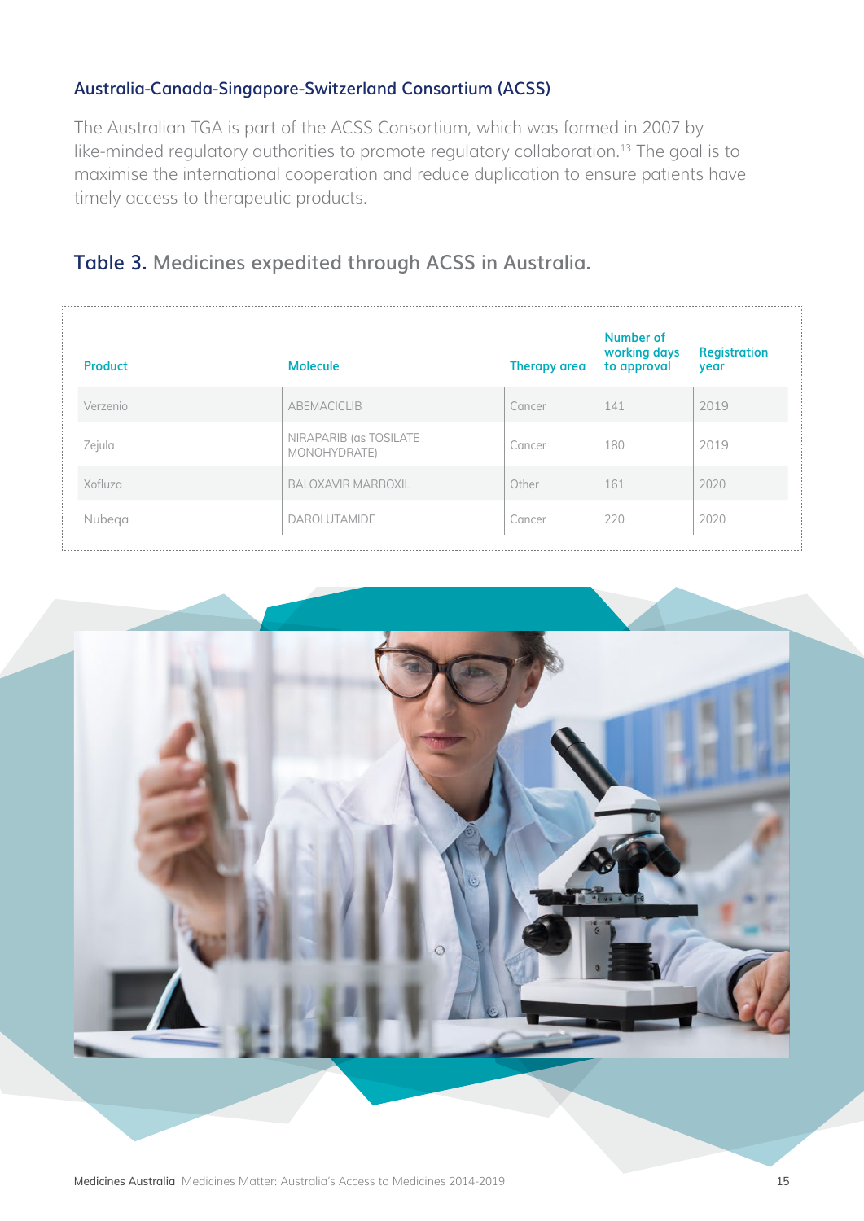### Australia-Canada-Singapore-Switzerland Consortium (ACSS)

The Australian TGA is part of the ACSS Consortium, which was formed in 2007 by like-minded regulatory authorities to promote regulatory collaboration.[13] The goal is to maximise the international cooperation and reduce duplication to ensure patients have timely access to therapeutic products.

## Table 3. Medicines expedited through ACSS in Australia.

| Product | Molecule | Therapy area | Number of working days to approval | Registration year |
|---|---|---|---|---|
| Verzenio | ABEMACICLIB | Cancer | 141 | 2019 |
| Zejula | NIRAPARIB (as TOSILATE MONOHYDRATE) | Cancer | 180 | 2019 |
| Xofluza | BALOXAVIR MARBOXIL | Other | 161 | 2020 |
| Nubeqa | DAROLUTAMIDE | Cancer | 220 | 2020 |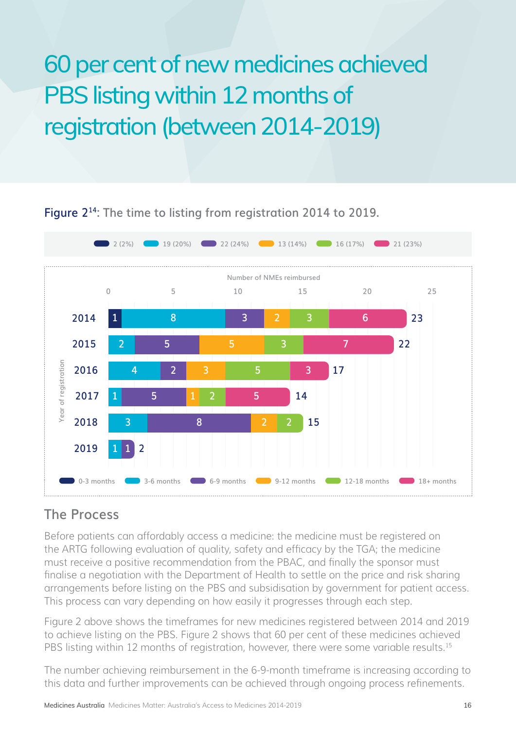# 60 per cent of new medicines achieved PBS listing within 12 months of registration (between 2014-2019)

**Figure 2**[14]: The time to listing from registration 2014 to 2019.

| Year of registration | 0-3 months | 3-6 months | 6-9 months | 9-12 months | 12-18 months | 18+ months | Total |
|---|---|---|---|---|---|---|---|
| 2014 | 1 | 8 | 3 | 2 | 3 | 6 | 23 |
| 2015 | | 2 | 5 | 5 | 3 | 7 | 22 |
| 2016 | | 4 | 2 | 3 | 5 | 3 | 17 |
| 2017 | | 1 | 5 | 1 | 2 | 5 | 14 |
| 2018 | | 3 | 8 | 2 | 2 | | 15 |
| 2019 | | 1 | 1 | | | | 2 |
| Total | 2 (2%) | 19 (20%) | 22 (24%) | 13 (14%) | 16 (17%) | 21 (23%) | |

Number of NMEs reimbursed

## The Process

Before patients can affordably access a medicine: the medicine must be registered on the ARTG following evaluation of quality, safety and efficacy by the TGA; the medicine must receive a positive recommendation from the PBAC, and finally the sponsor must finalise a negotiation with the Department of Health to settle on the price and risk sharing arrangements before listing on the PBS and subsidisation by government for patient access. This process can vary depending on how easily it progresses through each step.

Figure 2 above shows the timeframes for new medicines registered between 2014 and 2019 to achieve listing on the PBS. Figure 2 shows that 60 per cent of these medicines achieved PBS listing within 12 months of registration, however, there were some variable results.[15]

The number achieving reimbursement in the 6-9-month timeframe is increasing according to this data and further improvements can be achieved through ongoing process refinements.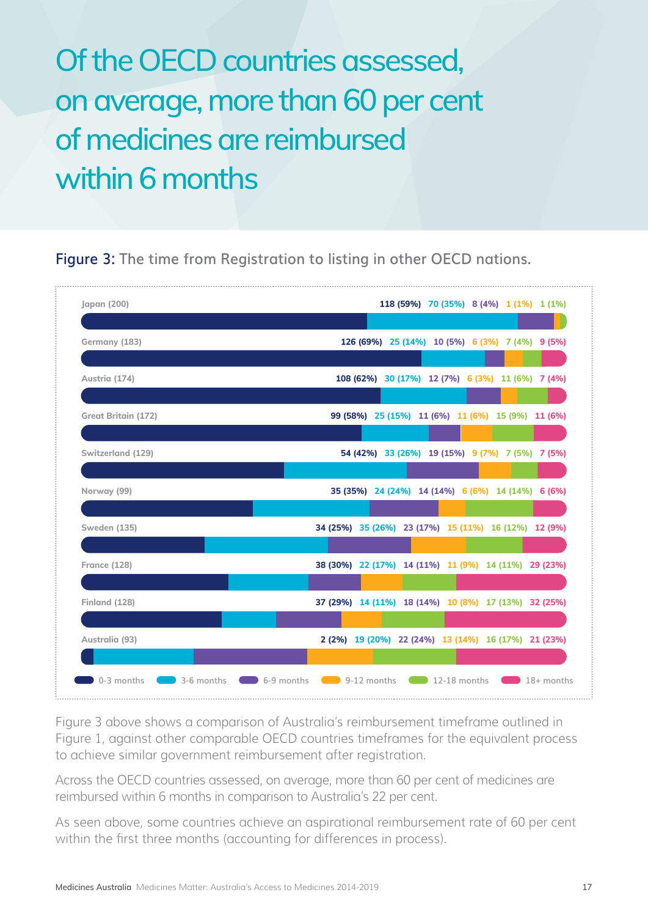# Of the OECD countries assessed, on average, more than 60 per cent of medicines are reimbursed within 6 months

**Figure 3:** The time from Registration to listing in other OECD nations.

| Country | 0-3 months | 3-6 months | 6-9 months | 9-12 months | 12-18 months | 18+ months |
|---|---|---|---|---|---|---|
| Japan (200) | 118 (59%) | 70 (35%) | 8 (4%) | 1 (1%) | 1 (1%) | |
| Germany (183) | 126 (69%) | 25 (14%) | 10 (5%) | 6 (3%) | 7 (4%) | 9 (5%) |
| Austria (174) | 108 (62%) | 30 (17%) | 12 (7%) | 6 (3%) | 11 (6%) | 7 (4%) |
| Great Britain (172) | 99 (58%) | 25 (15%) | 11 (6%) | 11 (6%) | 15 (9%) | 11 (6%) |
| Switzerland (129) | 54 (42%) | 33 (26%) | 19 (15%) | 9 (7%) | 7 (5%) | 7 (5%) |
| Norway (99) | 35 (35%) | 24 (24%) | 14 (14%) | 6 (6%) | 14 (14%) | 6 (6%) |
| Sweden (135) | 34 (25%) | 35 (26%) | 23 (17%) | 15 (11%) | 16 (12%) | 12 (9%) |
| France (128) | 38 (30%) | 22 (17%) | 14 (11%) | 11 (9%) | 14 (11%) | 29 (23%) |
| Finland (128) | 37 (29%) | 14 (11%) | 18 (14%) | 10 (8%) | 17 (13%) | 32 (25%) |
| Australia (93) | 2 (2%) | 19 (20%) | 22 (24%) | 13 (14%) | 16 (17%) | 21 (23%) |

Figure 3 above shows a comparison of Australia's reimbursement timeframe outlined in Figure 1, against other comparable OECD countries timeframes for the equivalent process to achieve similar government reimbursement after registration.

Across the OECD countries assessed, on average, more than 60 per cent of medicines are reimbursed within 6 months in comparison to Australia's 22 per cent.

As seen above, some countries achieve an aspirational reimbursement rate of 60 per cent within the first three months (accounting for differences in process).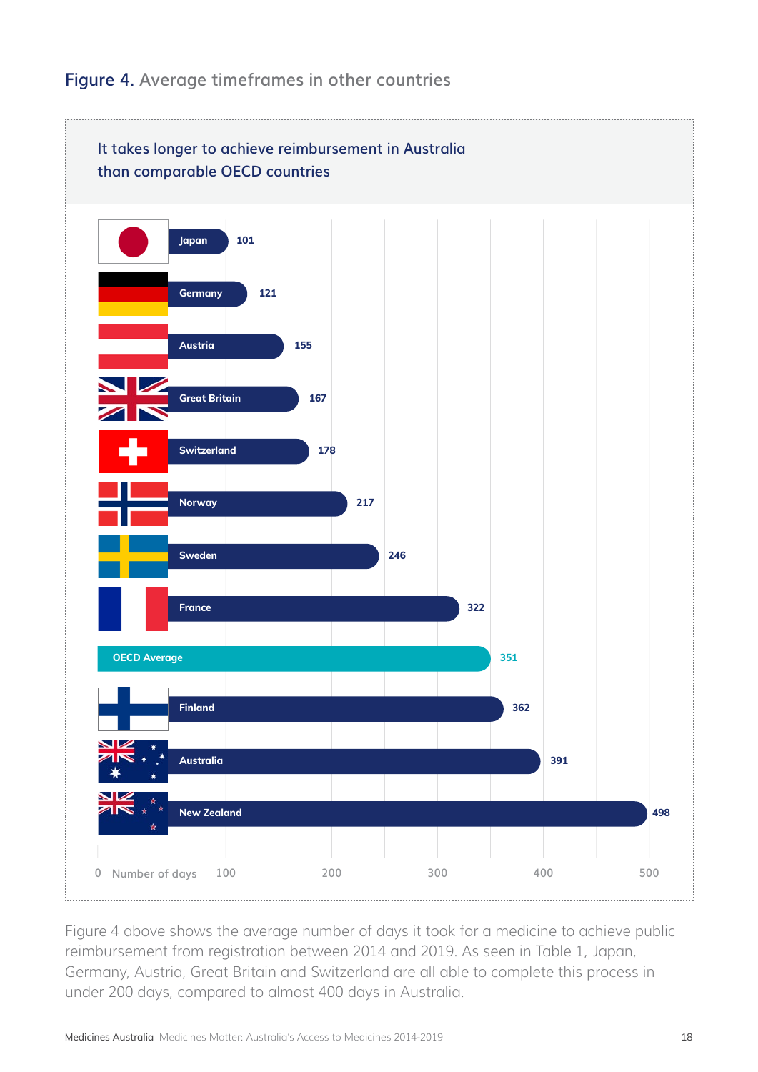## **Figure 4.** Average timeframes in other countries

It takes longer to achieve reimbursement in Australia than comparable OECD countries

| Country | Number of days |
|---|---|
| Japan | 101 |
| Germany | 121 |
| Austria | 155 |
| Great Britain | 167 |
| Switzerland | 178 |
| Norway | 217 |
| Sweden | 246 |
| France | 322 |
| OECD Average | 351 |
| Finland | 362 |
| Australia | 391 |
| New Zealand | 498 |

Figure 4 above shows the average number of days it took for a medicine to achieve public reimbursement from registration between 2014 and 2019. As seen in Table 1, Japan, Germany, Austria, Great Britain and Switzerland are all able to complete this process in under 200 days, compared to almost 400 days in Australia.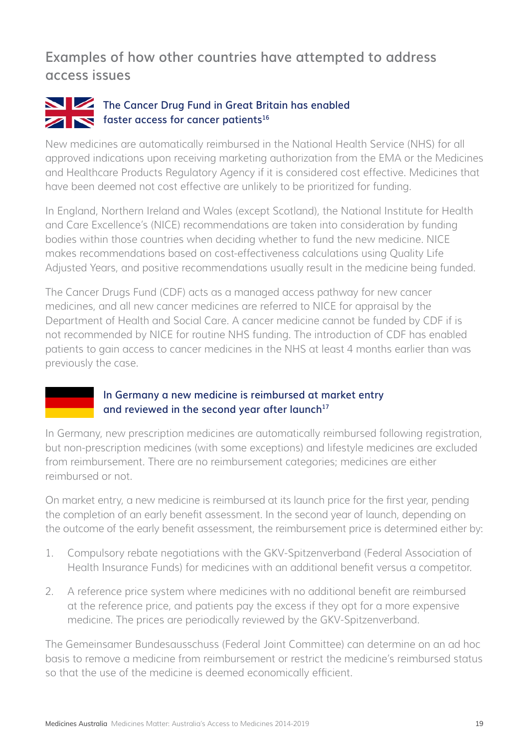## Examples of how other countries have attempted to address access issues

### The Cancer Drug Fund in Great Britain has enabled faster access for cancer patients[16]

New medicines are automatically reimbursed in the National Health Service (NHS) for all approved indications upon receiving marketing authorization from the EMA or the Medicines and Healthcare Products Regulatory Agency if it is considered cost effective. Medicines that have been deemed not cost effective are unlikely to be prioritized for funding.

In England, Northern Ireland and Wales (except Scotland), the National Institute for Health and Care Excellence's (NICE) recommendations are taken into consideration by funding bodies within those countries when deciding whether to fund the new medicine. NICE makes recommendations based on cost-effectiveness calculations using Quality Life Adjusted Years, and positive recommendations usually result in the medicine being funded.

The Cancer Drugs Fund (CDF) acts as a managed access pathway for new cancer medicines, and all new cancer medicines are referred to NICE for appraisal by the Department of Health and Social Care. A cancer medicine cannot be funded by CDF if is not recommended by NICE for routine NHS funding. The introduction of CDF has enabled patients to gain access to cancer medicines in the NHS at least 4 months earlier than was previously the case.

### In Germany a new medicine is reimbursed at market entry and reviewed in the second year after launch[17]

In Germany, new prescription medicines are automatically reimbursed following registration, but non-prescription medicines (with some exceptions) and lifestyle medicines are excluded from reimbursement. There are no reimbursement categories; medicines are either reimbursed or not.

On market entry, a new medicine is reimbursed at its launch price for the first year, pending the completion of an early benefit assessment. In the second year of launch, depending on the outcome of the early benefit assessment, the reimbursement price is determined either by:

1. Compulsory rebate negotiations with the GKV-Spitzenverband (Federal Association of Health Insurance Funds) for medicines with an additional benefit versus a competitor.
2. A reference price system where medicines with no additional benefit are reimbursed at the reference price, and patients pay the excess if they opt for a more expensive medicine. The prices are periodically reviewed by the GKV-Spitzenverband.

The Gemeinsamer Bundesausschuss (Federal Joint Committee) can determine on an ad hoc basis to remove a medicine from reimbursement or restrict the medicine's reimbursed status so that the use of the medicine is deemed economically efficient.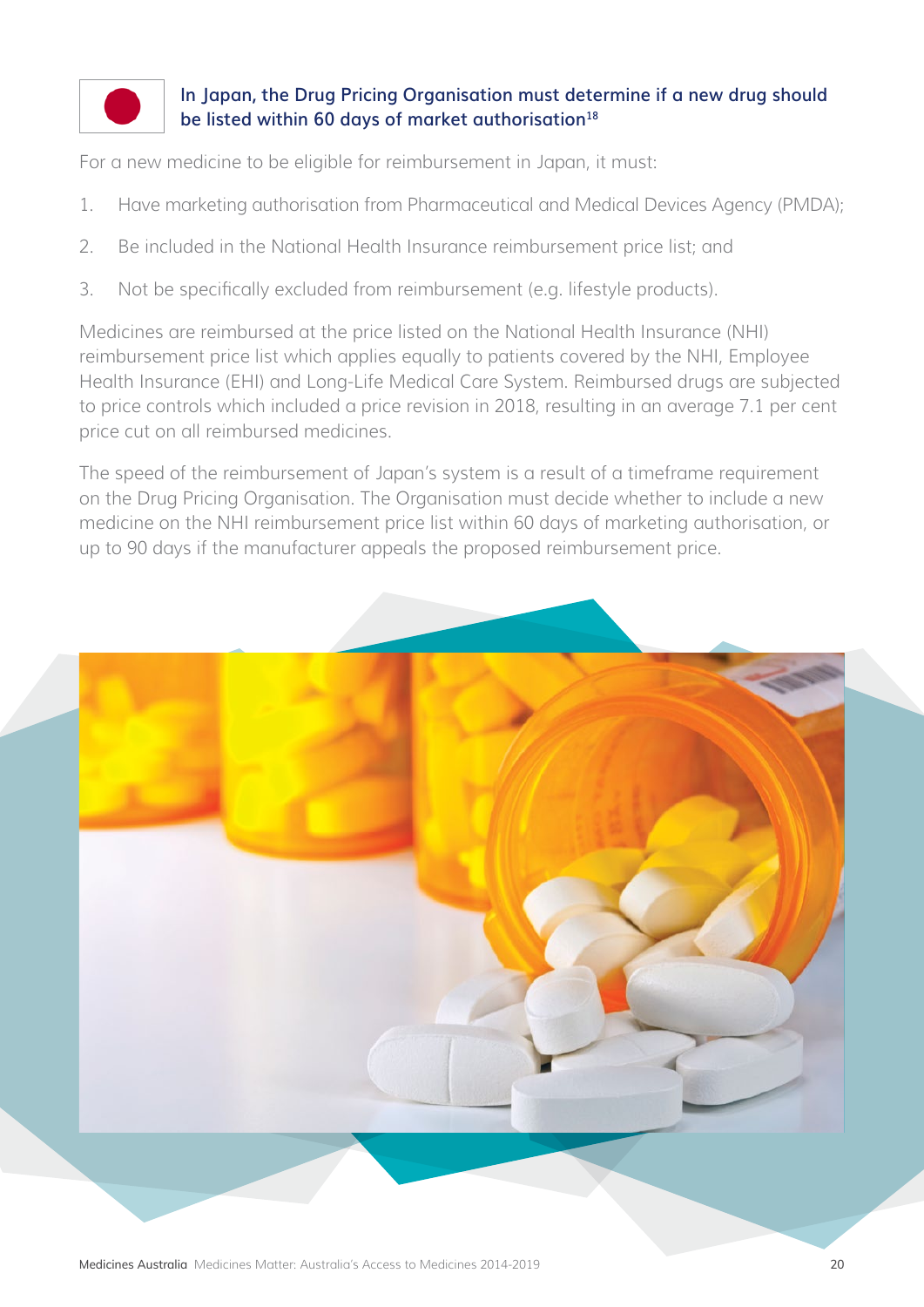### In Japan, the Drug Pricing Organisation must determine if a new drug should be listed within 60 days of market authorisation[18]

For a new medicine to be eligible for reimbursement in Japan, it must:

1. Have marketing authorisation from Pharmaceutical and Medical Devices Agency (PMDA);
2. Be included in the National Health Insurance reimbursement price list; and
3. Not be specifically excluded from reimbursement (e.g. lifestyle products).

Medicines are reimbursed at the price listed on the National Health Insurance (NHI) reimbursement price list which applies equally to patients covered by the NHI, Employee Health Insurance (EHI) and Long-Life Medical Care System. Reimbursed drugs are subjected to price controls which included a price revision in 2018, resulting in an average 7.1 per cent price cut on all reimbursed medicines.

The speed of the reimbursement of Japan's system is a result of a timeframe requirement on the Drug Pricing Organisation. The Organisation must decide whether to include a new medicine on the NHI reimbursement price list within 60 days of marketing authorisation, or up to 90 days if the manufacturer appeals the proposed reimbursement price.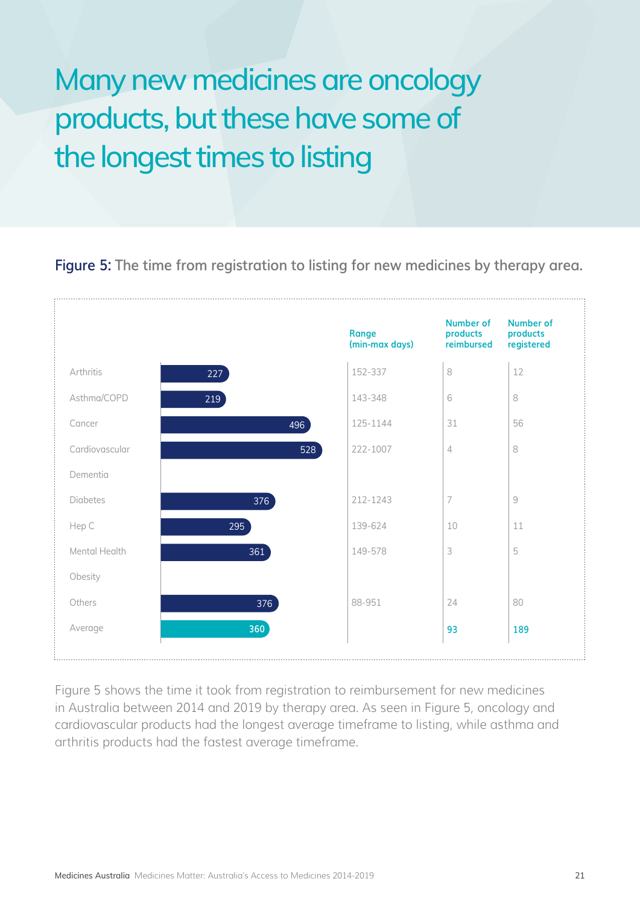# Many new medicines are oncology products, but these have some of the longest times to listing

**Figure 5:** The time from registration to listing for new medicines by therapy area.

| Therapy area | Time to listing (days) | Range (min-max days) | Number of products reimbursed | Number of products registered |
|---|---|---|---|---|
| Arthritis | 227 | 152-337 | 8 | 12 |
| Asthma/COPD | 219 | 143-348 | 6 | 8 |
| Cancer | 496 | 125-1144 | 31 | 56 |
| Cardiovascular | 528 | 222-1007 | 4 | 8 |
| Dementia | | | | |
| Diabetes | 376 | 212-1243 | 7 | 9 |
| Hep C | 295 | 139-624 | 10 | 11 |
| Mental Health | 361 | 149-578 | 3 | 5 |
| Obesity | | | | |
| Others | 376 | 88-951 | 24 | 80 |
| Average | 360 | | 93 | 189 |

Figure 5 shows the time it took from registration to reimbursement for new medicines in Australia between 2014 and 2019 by therapy area. As seen in Figure 5, oncology and cardiovascular products had the longest average timeframe to listing, while asthma and arthritis products had the fastest average timeframe.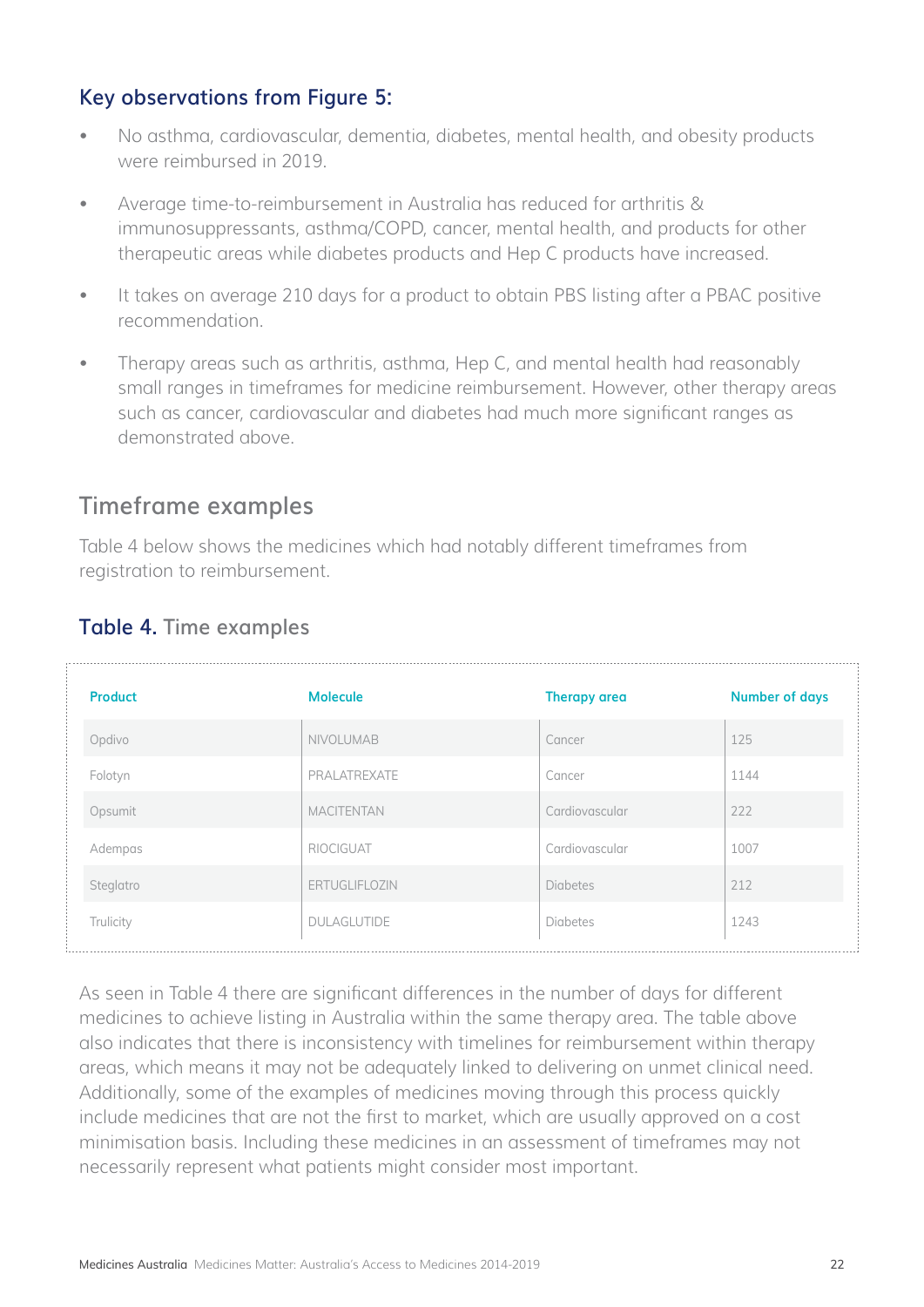### Key observations from Figure 5:

- No asthma, cardiovascular, dementia, diabetes, mental health, and obesity products were reimbursed in 2019.
- Average time-to-reimbursement in Australia has reduced for arthritis & immunosuppressants, asthma/COPD, cancer, mental health, and products for other therapeutic areas while diabetes products and Hep C products have increased.
- It takes on average 210 days for a product to obtain PBS listing after a PBAC positive recommendation.
- Therapy areas such as arthritis, asthma, Hep C, and mental health had reasonably small ranges in timeframes for medicine reimbursement. However, other therapy areas such as cancer, cardiovascular and diabetes had much more significant ranges as demonstrated above.

## Timeframe examples

Table 4 below shows the medicines which had notably different timeframes from registration to reimbursement.

### Table 4. Time examples

| Product | Molecule | Therapy area | Number of days |
| --- | --- | --- | --- |
| Opdivo | NIVOLUMAB | Cancer | 125 |
| Folotyn | PRALATREXATE | Cancer | 1144 |
| Opsumit | MACITENTAN | Cardiovascular | 222 |
| Adempas | RIOCIGUAT | Cardiovascular | 1007 |
| Steglatro | ERTUGLIFLOZIN | Diabetes | 212 |
| Trulicity | DULAGLUTIDE | Diabetes | 1243 |

As seen in Table 4 there are significant differences in the number of days for different medicines to achieve listing in Australia within the same therapy area. The table above also indicates that there is inconsistency with timelines for reimbursement within therapy areas, which means it may not be adequately linked to delivering on unmet clinical need. Additionally, some of the examples of medicines moving through this process quickly include medicines that are not the first to market, which are usually approved on a cost minimisation basis. Including these medicines in an assessment of timeframes may not necessarily represent what patients might consider most important.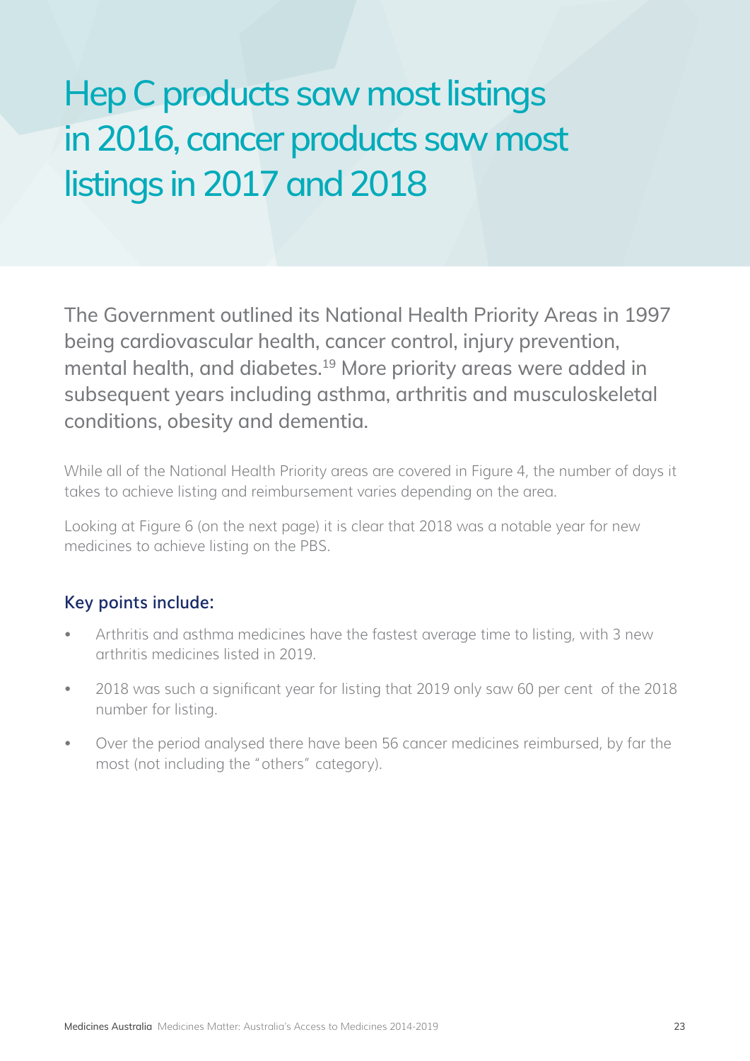# Hep C products saw most listings in 2016, cancer products saw most listings in 2017 and 2018

The Government outlined its National Health Priority Areas in 1997 being cardiovascular health, cancer control, injury prevention, mental health, and diabetes.[19] More priority areas were added in subsequent years including asthma, arthritis and musculoskeletal conditions, obesity and dementia.

While all of the National Health Priority areas are covered in Figure 4, the number of days it takes to achieve listing and reimbursement varies depending on the area.

Looking at Figure 6 (on the next page) it is clear that 2018 was a notable year for new medicines to achieve listing on the PBS.

### Key points include:

- Arthritis and asthma medicines have the fastest average time to listing, with 3 new arthritis medicines listed in 2019.
- 2018 was such a significant year for listing that 2019 only saw 60 per cent of the 2018 number for listing.
- Over the period analysed there have been 56 cancer medicines reimbursed, by far the most (not including the "others" category).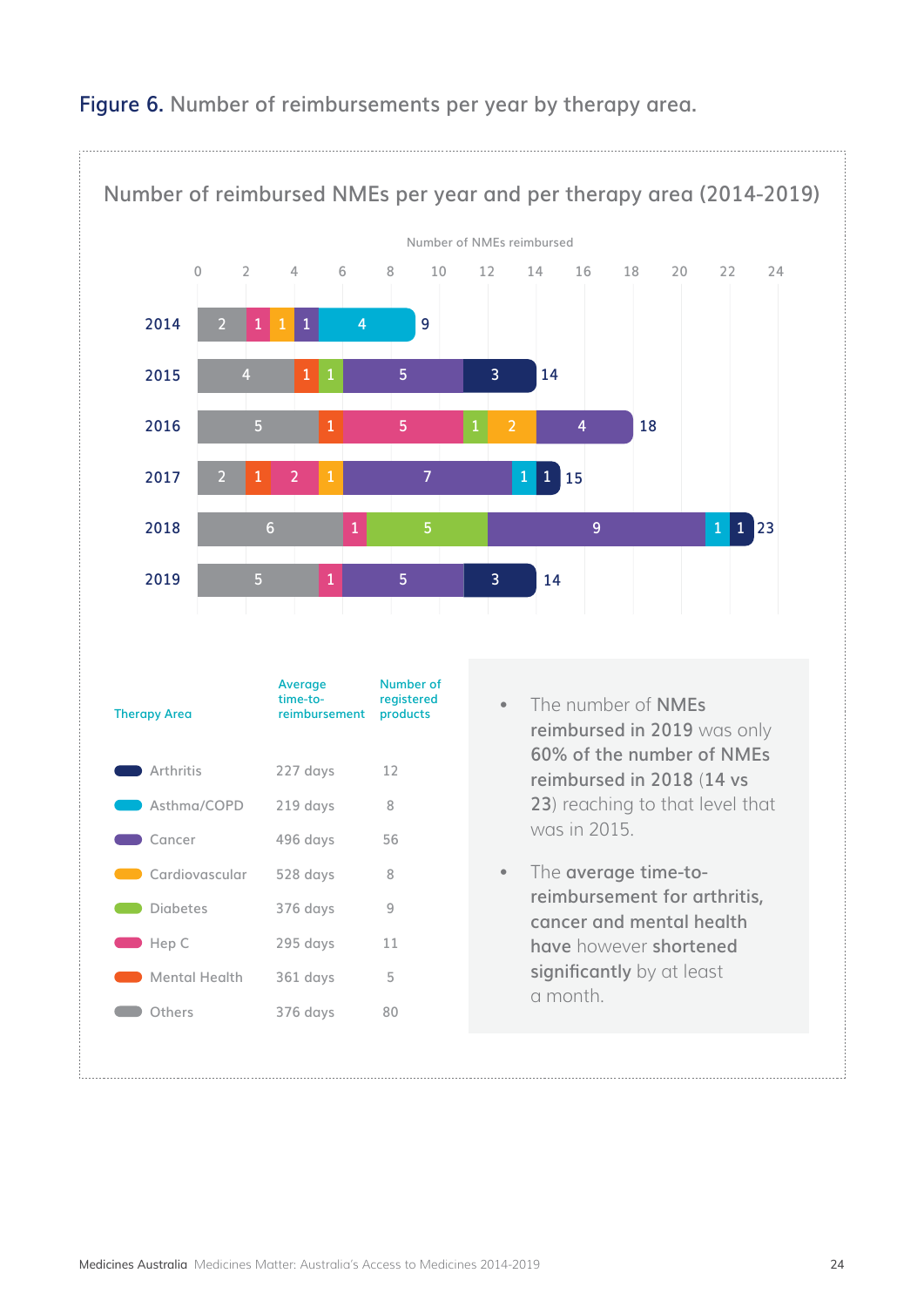**Figure 6.** Number of reimbursements per year by therapy area.

## Number of reimbursed NMEs per year and per therapy area (2014-2019)

Number of NMEs reimbursed

| Year | Others | Mental Health | Hep C | Cardiovascular | Diabetes | Cancer | Asthma/COPD | Arthritis | Total |
|---|---|---|---|---|---|---|---|---|---|
| 2014 | 2 | | 1 | 1 | | 1 | 4 | | 9 |
| 2015 | 4 | 1 | | | 1 | 5 | | 3 | 14 |
| 2016 | 5 | 1 | 5 | 2 | 1 | 4 | | | 18 |
| 2017 | 2 | 1 | 2 | 1 | | 7 | 1 | 1 | 15 |
| 2018 | 6 | | 1 | | 5 | 9 | 1 | 1 | 23 |
| 2019 | 5 | | 1 | | | 5 | | 3 | 14 |

| Therapy Area | Average time-to-reimbursement | Number of registered products |
|---|---|---|
| Arthritis | 227 days | 12 |
| Asthma/COPD | 219 days | 8 |
| Cancer | 496 days | 56 |
| Cardiovascular | 528 days | 8 |
| Diabetes | 376 days | 9 |
| Hep C | 295 days | 11 |
| Mental Health | 361 days | 5 |
| Others | 376 days | 80 |

- The number of **NMEs reimbursed in 2019** was only **60% of the number of NMEs reimbursed in 2018** (**14** vs **23**) reaching to that level that was in 2015.
- The **average time-to-reimbursement for arthritis, cancer and mental health have** however **shortened significantly** by at least a month.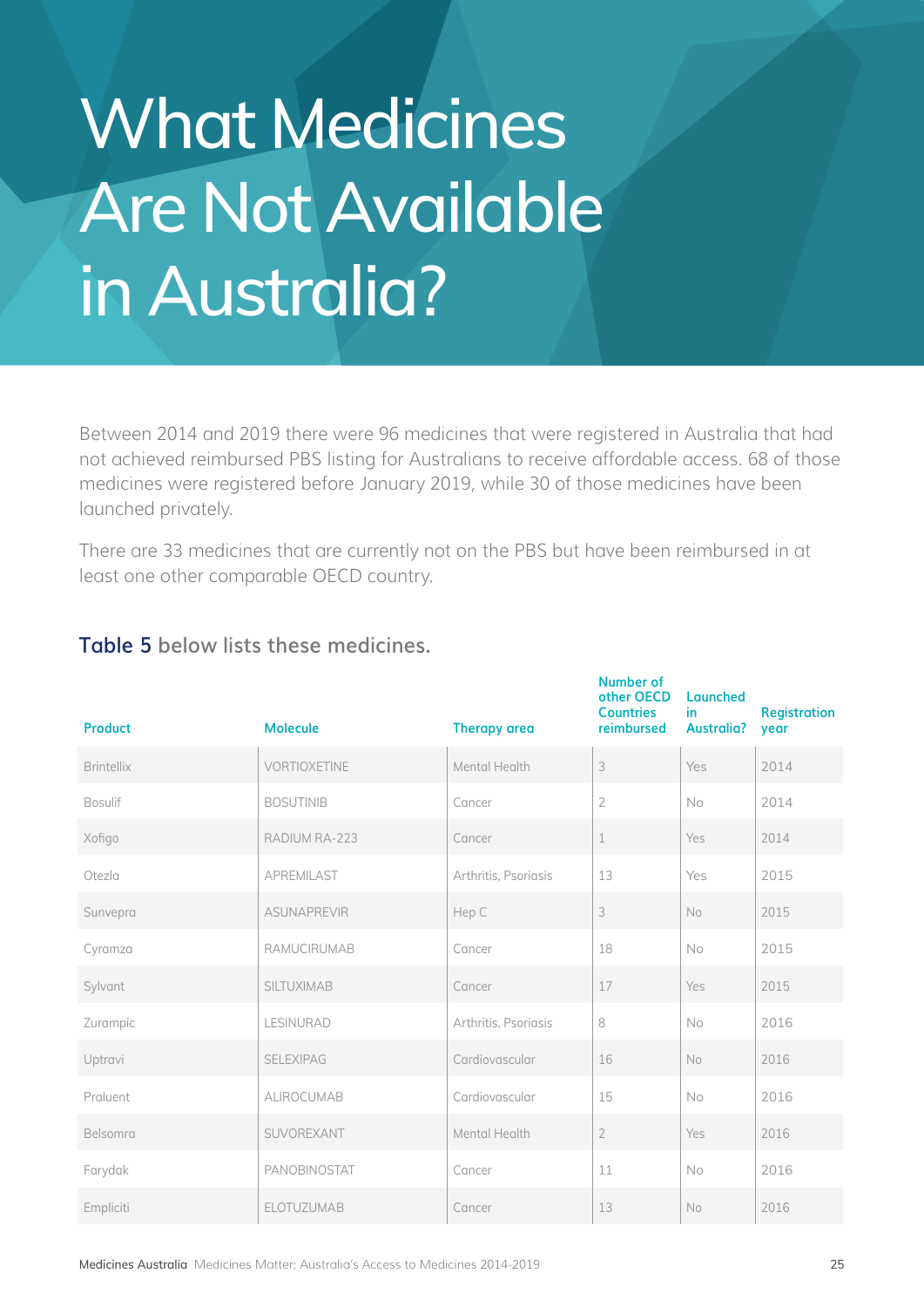# What Medicines Are Not Available in Australia?

Between 2014 and 2019 there were 96 medicines that were registered in Australia that had not achieved reimbursed PBS listing for Australians to receive affordable access. 68 of those medicines were registered before January 2019, while 30 of those medicines have been launched privately.

There are 33 medicines that are currently not on the PBS but have been reimbursed in at least one other comparable OECD country.

**Table 5 below lists these medicines.**

| Product | Molecule | Therapy area | Number of other OECD Countries reimbursed | Launched in Australia? | Registration year |
|---|---|---|---|---|---|
| Brintellix | VORTIOXETINE | Mental Health | 3 | Yes | 2014 |
| Bosulif | BOSUTINIB | Cancer | 2 | No | 2014 |
| Xofigo | RADIUM RA-223 | Cancer | 1 | Yes | 2014 |
| Otezla | APREMILAST | Arthritis, Psoriasis | 13 | Yes | 2015 |
| Sunvepra | ASUNAPREVIR | Hep C | 3 | No | 2015 |
| Cyramza | RAMUCIRUMAB | Cancer | 18 | No | 2015 |
| Sylvant | SILTUXIMAB | Cancer | 17 | Yes | 2015 |
| Zurampic | LESINURAD | Arthritis, Psoriasis | 8 | No | 2016 |
| Uptravi | SELEXIPAG | Cardiovascular | 16 | No | 2016 |
| Praluent | ALIROCUMAB | Cardiovascular | 15 | No | 2016 |
| Belsomra | SUVOREXANT | Mental Health | 2 | Yes | 2016 |
| Farydak | PANOBINOSTAT | Cancer | 11 | No | 2016 |
| Empliciti | ELOTUZUMAB | Cancer | 13 | No | 2016 |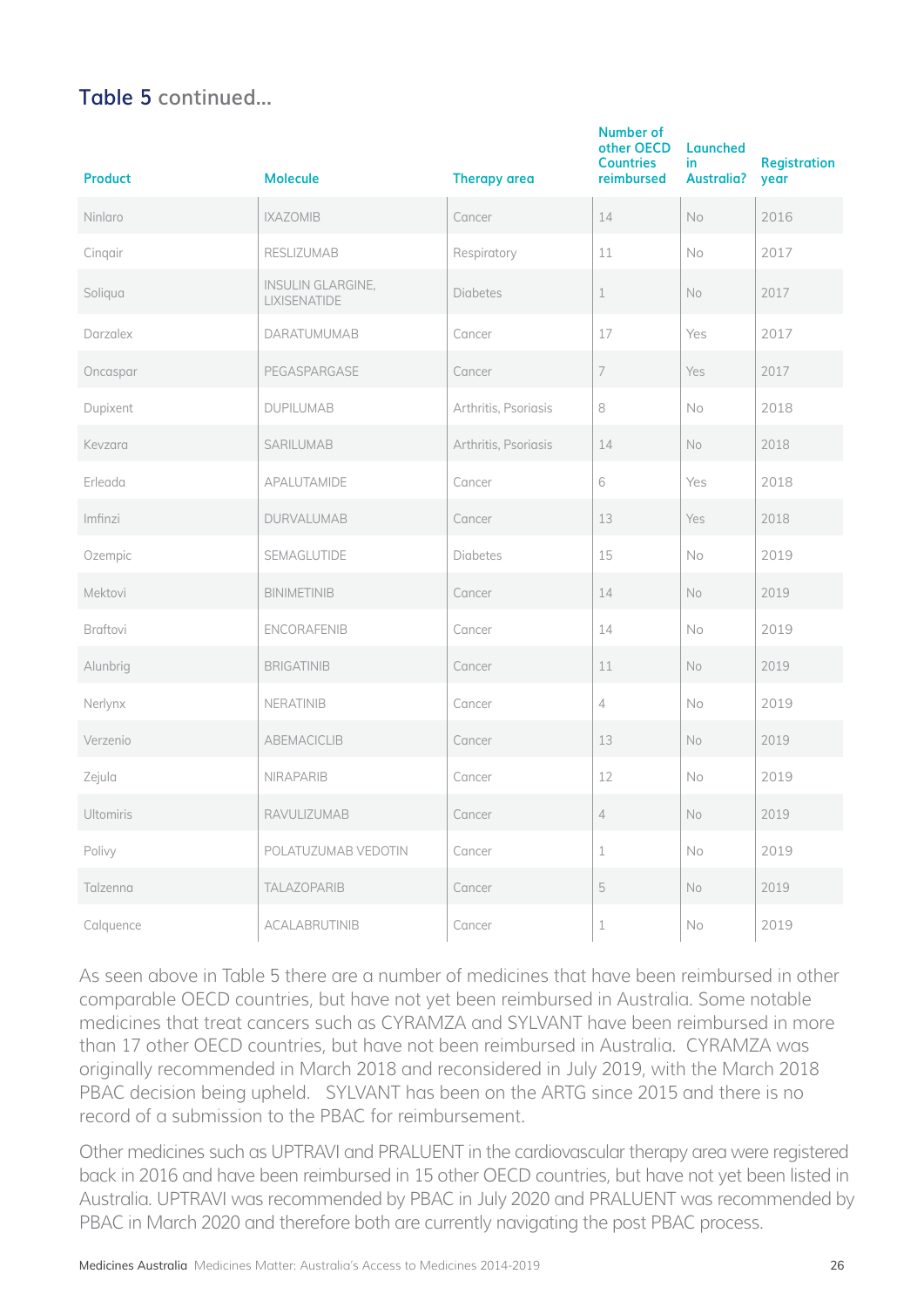## Table 5 continued...

| Product | Molecule | Therapy area | Number of other OECD Countries reimbursed | Launched in Australia? | Registration year |
|---|---|---|---|---|---|
| Ninlaro | IXAZOMIB | Cancer | 14 | No | 2016 |
| Cinqair | RESLIZUMAB | Respiratory | 11 | No | 2017 |
| Soliqua | INSULIN GLARGINE, LIXISENATIDE | Diabetes | 1 | No | 2017 |
| Darzalex | DARATUMUMAB | Cancer | 17 | Yes | 2017 |
| Oncaspar | PEGASPARGASE | Cancer | 7 | Yes | 2017 |
| Dupixent | DUPILUMAB | Arthritis, Psoriasis | 8 | No | 2018 |
| Kevzara | SARILUMAB | Arthritis, Psoriasis | 14 | No | 2018 |
| Erleada | APALUTAMIDE | Cancer | 6 | Yes | 2018 |
| Imfinzi | DURVALUMAB | Cancer | 13 | Yes | 2018 |
| Ozempic | SEMAGLUTIDE | Diabetes | 15 | No | 2019 |
| Mektovi | BINIMETINIB | Cancer | 14 | No | 2019 |
| Braftovi | ENCORAFENIB | Cancer | 14 | No | 2019 |
| Alunbrig | BRIGATINIB | Cancer | 11 | No | 2019 |
| Nerlynx | NERATINIB | Cancer | 4 | No | 2019 |
| Verzenio | ABEMACICLIB | Cancer | 13 | No | 2019 |
| Zejula | NIRAPARIB | Cancer | 12 | No | 2019 |
| Ultomiris | RAVULIZUMAB | Cancer | 4 | No | 2019 |
| Polivy | POLATUZUMAB VEDOTIN | Cancer | 1 | No | 2019 |
| Talzenna | TALAZOPARIB | Cancer | 5 | No | 2019 |
| Calquence | ACALABRUTINIB | Cancer | 1 | No | 2019 |

As seen above in Table 5 there are a number of medicines that have been reimbursed in other comparable OECD countries, but have not yet been reimbursed in Australia. Some notable medicines that treat cancers such as CYRAMZA and SYLVANT have been reimbursed in more than 17 other OECD countries, but have not been reimbursed in Australia. CYRAMZA was originally recommended in March 2018 and reconsidered in July 2019, with the March 2018 PBAC decision being upheld. SYLVANT has been on the ARTG since 2015 and there is no record of a submission to the PBAC for reimbursement.

Other medicines such as UPTRAVI and PRALUENT in the cardiovascular therapy area were registered back in 2016 and have been reimbursed in 15 other OECD countries, but have not yet been listed in Australia. UPTRAVI was recommended by PBAC in July 2020 and PRALUENT was recommended by PBAC in March 2020 and therefore both are currently navigating the post PBAC process.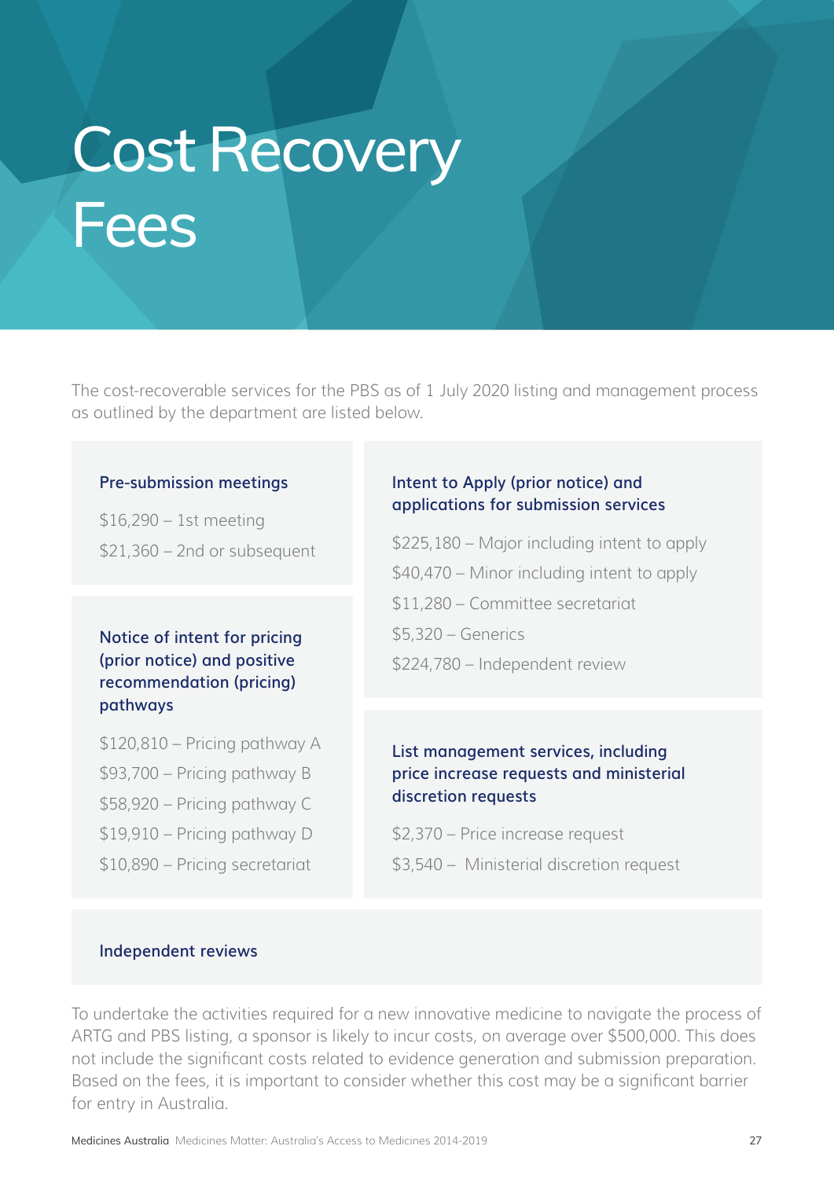# Cost Recovery Fees

The cost-recoverable services for the PBS as of 1 July 2020 listing and management process as outlined by the department are listed below.

### Pre-submission meetings

$16,290 – 1st meeting

$21,360 – 2nd or subsequent

### Notice of intent for pricing (prior notice) and positive recommendation (pricing) pathways

$120,810 – Pricing pathway A

$93,700 – Pricing pathway B

$58,920 – Pricing pathway C

$19,910 – Pricing pathway D

$10,890 – Pricing secretariat

### Intent to Apply (prior notice) and applications for submission services

$225,180 – Major including intent to apply

$40,470 – Minor including intent to apply

$11,280 – Committee secretariat

$5,320 – Generics

$224,780 – Independent review

### List management services, including price increase requests and ministerial discretion requests

$2,370 – Price increase request

$3,540 – Ministerial discretion request

### Independent reviews

To undertake the activities required for a new innovative medicine to navigate the process of ARTG and PBS listing, a sponsor is likely to incur costs, on average over $500,000. This does not include the significant costs related to evidence generation and submission preparation. Based on the fees, it is important to consider whether this cost may be a significant barrier for entry in Australia.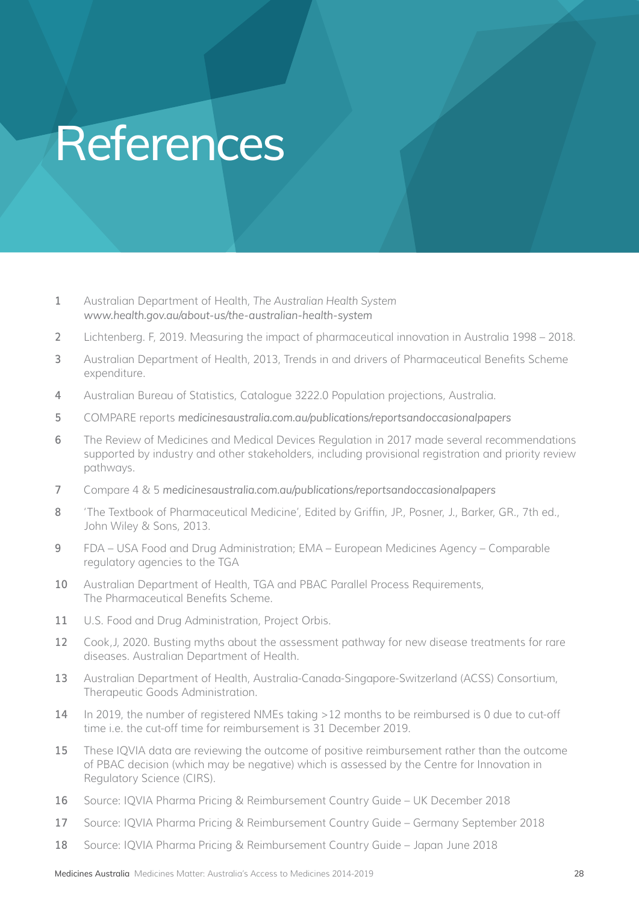# References

1. Australian Department of Health, *The Australian Health System* *www.health.gov.au/about-us/the-australian-health-system*
2. Lichtenberg. F, 2019. Measuring the impact of pharmaceutical innovation in Australia 1998 – 2018.
3. Australian Department of Health, 2013, Trends in and drivers of Pharmaceutical Benefits Scheme expenditure.
4. Australian Bureau of Statistics, Catalogue 3222.0 Population projections, Australia.
5. COMPARE reports *medicinesaustralia.com.au/publications/reportsandoccasionalpapers*
6. The Review of Medicines and Medical Devices Regulation in 2017 made several recommendations supported by industry and other stakeholders, including provisional registration and priority review pathways.
7. Compare 4 & 5 *medicinesaustralia.com.au/publications/reportsandoccasionalpapers*
8. 'The Textbook of Pharmaceutical Medicine', Edited by Griffin, JP., Posner, J., Barker, GR., 7th ed., John Wiley & Sons, 2013.
9. FDA – USA Food and Drug Administration; EMA – European Medicines Agency – Comparable regulatory agencies to the TGA
10. Australian Department of Health, TGA and PBAC Parallel Process Requirements, The Pharmaceutical Benefits Scheme.
11. U.S. Food and Drug Administration, Project Orbis.
12. Cook,J, 2020. Busting myths about the assessment pathway for new disease treatments for rare diseases. Australian Department of Health.
13. Australian Department of Health, Australia-Canada-Singapore-Switzerland (ACSS) Consortium, Therapeutic Goods Administration.
14. In 2019, the number of registered NMEs taking >12 months to be reimbursed is 0 due to cut-off time i.e. the cut-off time for reimbursement is 31 December 2019.
15. These IQVIA data are reviewing the outcome of positive reimbursement rather than the outcome of PBAC decision (which may be negative) which is assessed by the Centre for Innovation in Regulatory Science (CIRS).
16. Source: IQVIA Pharma Pricing & Reimbursement Country Guide – UK December 2018
17. Source: IQVIA Pharma Pricing & Reimbursement Country Guide – Germany September 2018
18. Source: IQVIA Pharma Pricing & Reimbursement Country Guide – Japan June 2018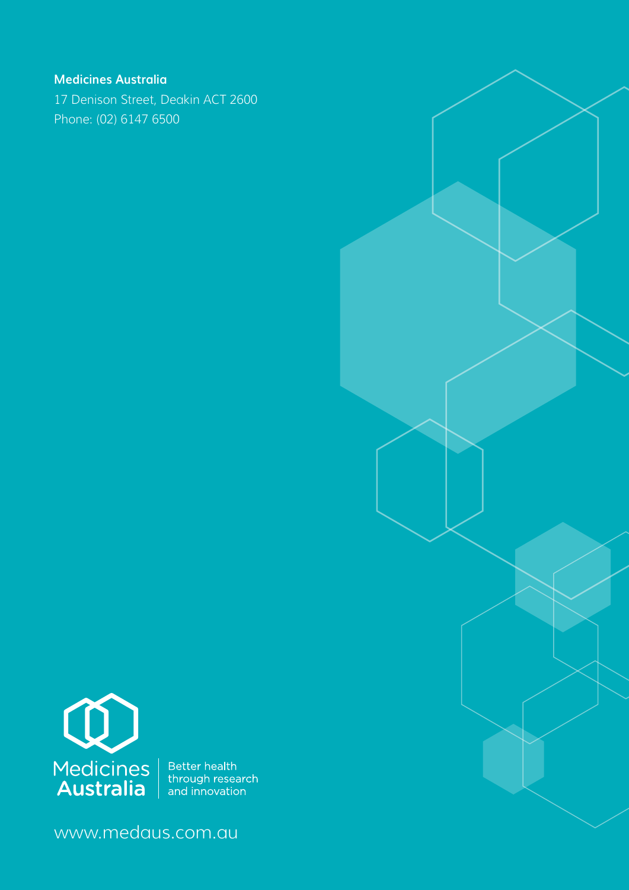**Medicines Australia**

17 Denison Street, Deakin ACT 2600

Phone: (02) 6147 6500

Medicines Australia | Better health through research and innovation

www.medaus.com.au